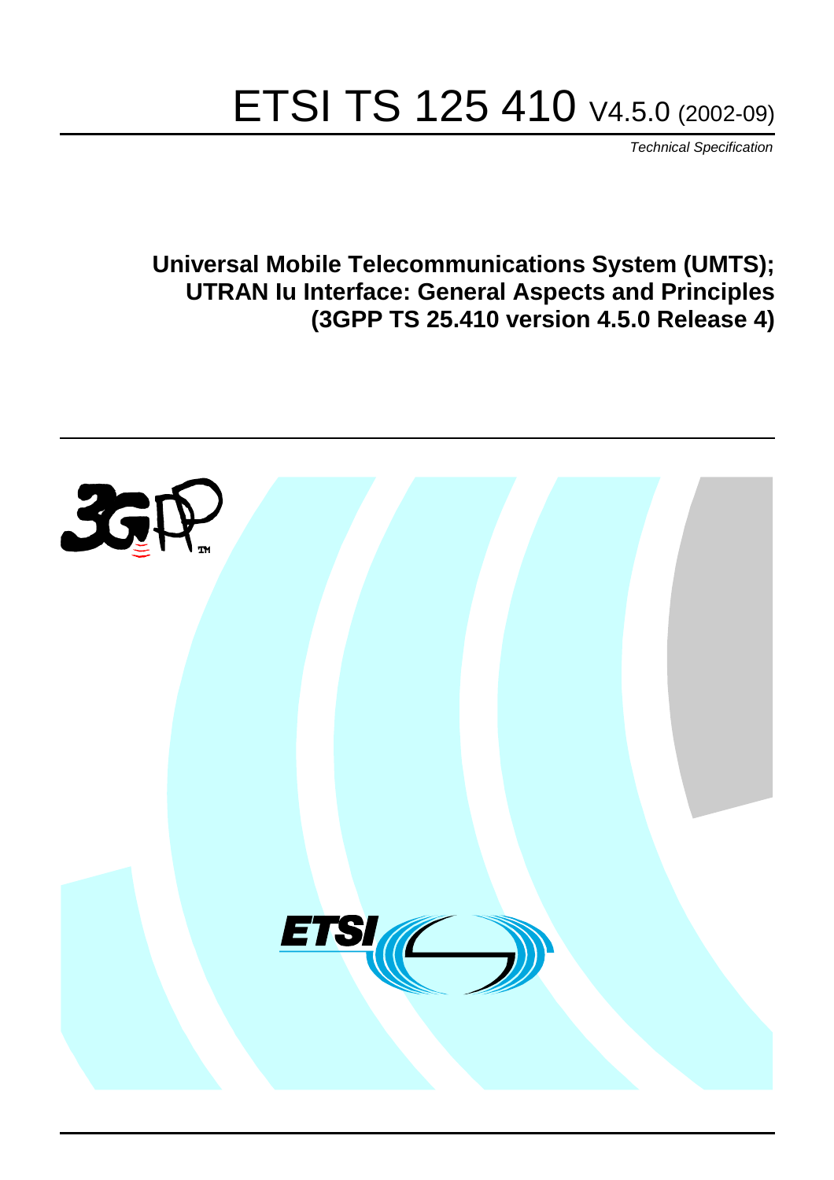# ETSI TS 125 410 V4.5.0 (2002-09)

*Technical Specification*

**Universal Mobile Telecommunications System (UMTS); UTRAN Iu Interface: General Aspects and Principles (3GPP TS 25.410 version 4.5.0 Release 4)**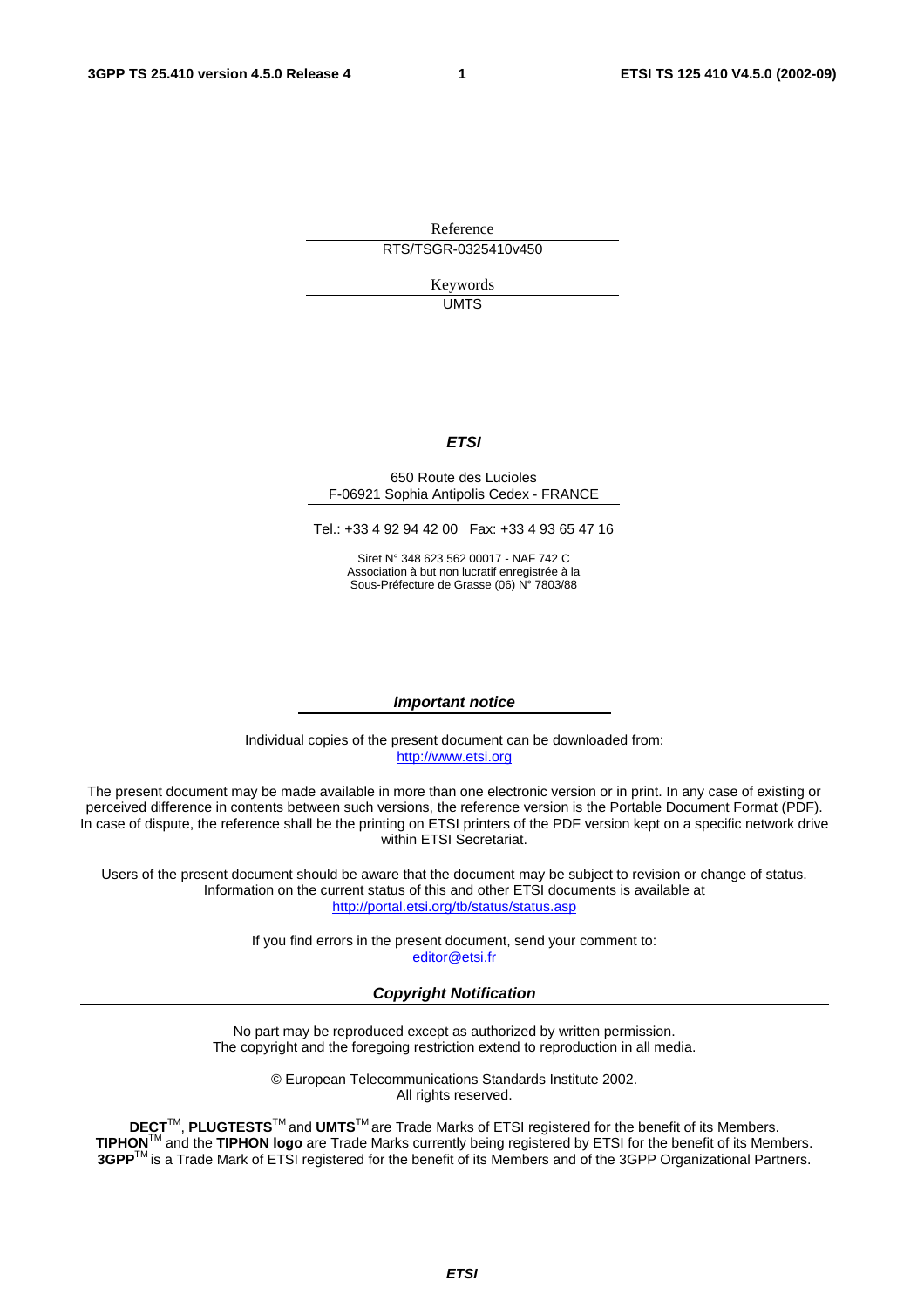Reference

RTS/TSGR-0325410v450

Keywords

UMTS

***ETSI***

650 Route des Lucioles
F-06921 Sophia Antipolis Cedex - FRANCE

Tel.: +33 4 92 94 42 00 Fax: +33 4 93 65 47 16

Siret N° 348 623 562 00017 - NAF 742 C
Association à but non lucratif enregistrée à la
Sous-Préfecture de Grasse (06) N° 7803/88

***Important notice***

Individual copies of the present document can be downloaded from:
http://www.etsi.org

The present document may be made available in more than one electronic version or in print. In any case of existing or perceived difference in contents between such versions, the reference version is the Portable Document Format (PDF). In case of dispute, the reference shall be the printing on ETSI printers of the PDF version kept on a specific network drive within ETSI Secretariat.

Users of the present document should be aware that the document may be subject to revision or change of status. Information on the current status of this and other ETSI documents is available at
http://portal.etsi.org/tb/status/status.asp

If you find errors in the present document, send your comment to:
editor@etsi.fr

***Copyright Notification***

No part may be reproduced except as authorized by written permission.
The copyright and the foregoing restriction extend to reproduction in all media.

© European Telecommunications Standards Institute 2002.
All rights reserved.

**DECT**TM, **PLUGTESTS**TM and **UMTS**TM are Trade Marks of ETSI registered for the benefit of its Members.
**TIPHON**TM and the **TIPHON logo** are Trade Marks currently being registered by ETSI for the benefit of its Members.
**3GPP**TM is a Trade Mark of ETSI registered for the benefit of its Members and of the 3GPP Organizational Partners.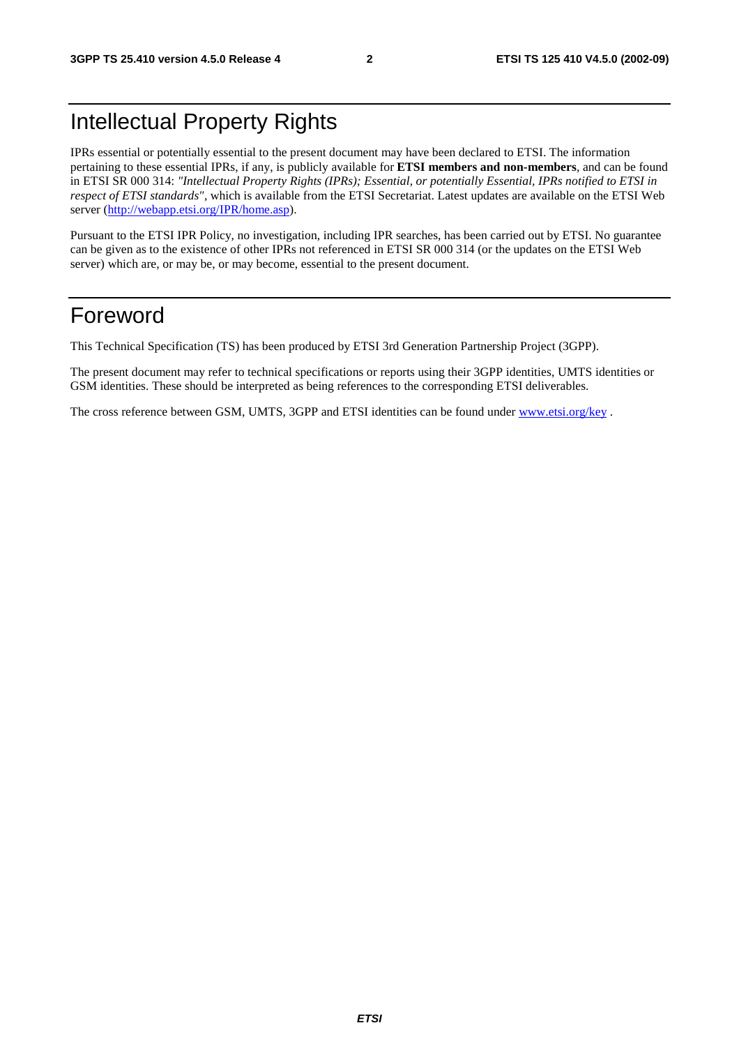# Intellectual Property Rights

IPRs essential or potentially essential to the present document may have been declared to ETSI. The information pertaining to these essential IPRs, if any, is publicly available for **ETSI members and non-members**, and can be found in ETSI SR 000 314: *"Intellectual Property Rights (IPRs); Essential, or potentially Essential, IPRs notified to ETSI in respect of ETSI standards"*, which is available from the ETSI Secretariat. Latest updates are available on the ETSI Web server (http://webapp.etsi.org/IPR/home.asp).

Pursuant to the ETSI IPR Policy, no investigation, including IPR searches, has been carried out by ETSI. No guarantee can be given as to the existence of other IPRs not referenced in ETSI SR 000 314 (or the updates on the ETSI Web server) which are, or may be, or may become, essential to the present document.

# Foreword

This Technical Specification (TS) has been produced by ETSI 3rd Generation Partnership Project (3GPP).

The present document may refer to technical specifications or reports using their 3GPP identities, UMTS identities or GSM identities. These should be interpreted as being references to the corresponding ETSI deliverables.

The cross reference between GSM, UMTS, 3GPP and ETSI identities can be found under www.etsi.org/key .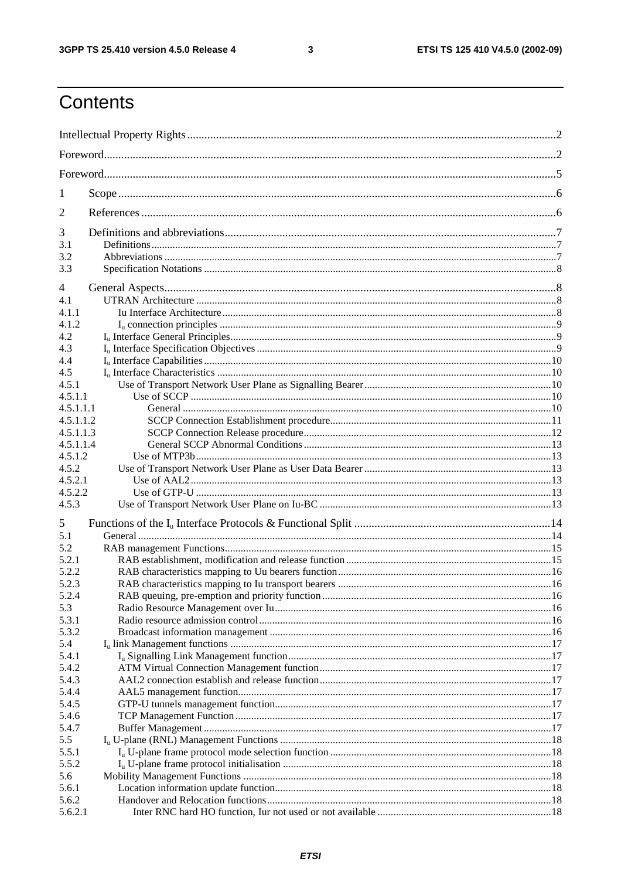# Contents

Intellectual Property Rights ....2

Foreword....2

Foreword....5

1 Scope....6

2 References....6

3 Definitions and abbreviations....7
3.1 Definitions....7
3.2 Abbreviations....7
3.3 Specification Notations....8

4 General Aspects....8
4.1 UTRAN Architecture....8
4.1.1 Iu Interface Architecture....8
4.1.2 $I_u$ connection principles....9
4.2 $I_u$ Interface General Principles....9
4.3 $I_u$ Interface Specification Objectives....9
4.4 $I_u$ Interface Capabilities....10
4.5 $I_u$ Interface Characteristics....10
4.5.1 Use of Transport Network User Plane as Signalling Bearer....10
4.5.1.1 Use of SCCP....10
4.5.1.1.1 General....10
4.5.1.1.2 SCCP Connection Establishment procedure....11
4.5.1.1.3 SCCP Connection Release procedure....12
4.5.1.1.4 General SCCP Abnormal Conditions....13
4.5.1.2 Use of MTP3b....13
4.5.2 Use of Transport Network User Plane as User Data Bearer....13
4.5.2.1 Use of AAL2....13
4.5.2.2 Use of GTP-U....13
4.5.3 Use of Transport Network User Plane on Iu-BC....13

5 Functions of the $I_u$ Interface Protocols & Functional Split....14
5.1 General....14
5.2 RAB management Functions....15
5.2.1 RAB establishment, modification and release function....15
5.2.2 RAB characteristics mapping to Uu bearers function....16
5.2.3 RAB characteristics mapping to Iu transport bearers....16
5.2.4 RAB queuing, pre-emption and priority function....16
5.3 Radio Resource Management over Iu....16
5.3.1 Radio resource admission control....16
5.3.2 Broadcast information management....16
5.4 $I_u$ link Management functions....17
5.4.1 $I_u$ Signalling Link Management function....17
5.4.2 ATM Virtual Connection Management function....17
5.4.3 AAL2 connection establish and release function....17
5.4.4 AAL5 management function....17
5.4.5 GTP-U tunnels management function....17
5.4.6 TCP Management Function....17
5.4.7 Buffer Management....17
5.5 $I_u$ U-plane (RNL) Management Functions....18
5.5.1 $I_u$ U-plane frame protocol mode selection function....18
5.5.2 $I_u$ U-plane frame protocol initialisation....18
5.6 Mobility Management Functions....18
5.6.1 Location information update function....18
5.6.2 Handover and Relocation functions....18
5.6.2.1 Inter RNC hard HO function, Iur not used or not available....18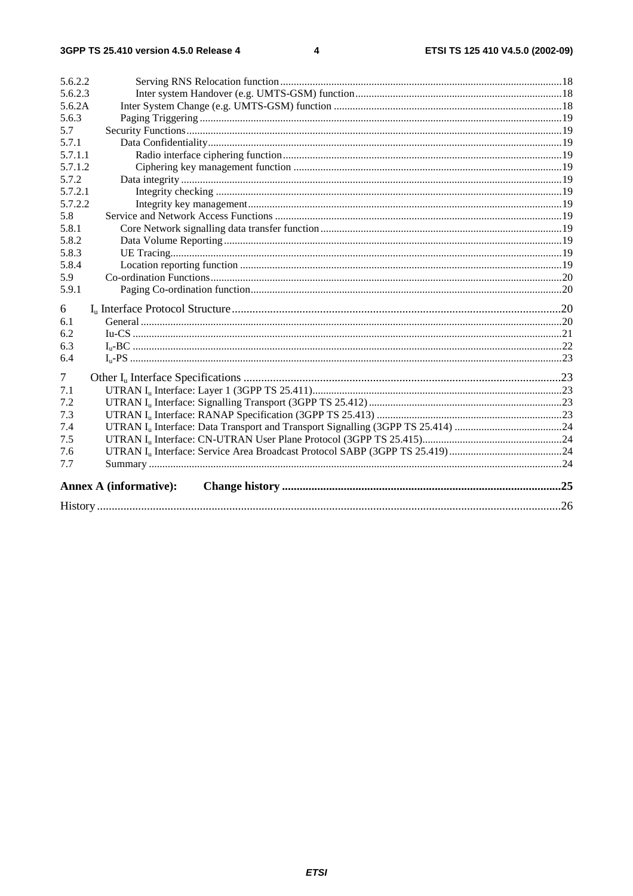5.6.2.2 Serving RNS Relocation function ........................................................................................................18
5.6.2.3 Inter system Handover (e.g. UMTS-GSM) function ............................................................................18
5.6.2A Inter System Change (e.g. UMTS-GSM) function ....................................................................................18
5.6.3 Paging Triggering ......................................................................................................................................19
5.7 Security Functions ...........................................................................................................................................19
5.7.1 Data Confidentiality ...................................................................................................................................19
5.7.1.1 Radio interface ciphering function .......................................................................................................19
5.7.1.2 Ciphering key management function ...................................................................................................19
5.7.2 Data integrity .............................................................................................................................................19
5.7.2.1 Integrity checking ................................................................................................................................19
5.7.2.2 Integrity key management ....................................................................................................................19
5.8 Service and Network Access Functions ...........................................................................................................19
5.8.1 Core Network signalling data transfer function .........................................................................................19
5.8.2 Data Volume Reporting .............................................................................................................................19
5.8.3 UE Tracing.................................................................................................................................................19
5.8.4 Location reporting function .......................................................................................................................19
5.9 Co-ordination Functions ..................................................................................................................................20
5.9.1 Paging Co-ordination function ...................................................................................................................20

6 $I_u$ Interface Protocol Structure ...............................................................................................................20
6.1 General ............................................................................................................................................................20
6.2 Iu-CS ...............................................................................................................................................................21
6.3 $I_u$-BC ..............................................................................................................................................................22
6.4 $I_u$-PS ...............................................................................................................................................................23

7 Other $I_u$ Interface Specifications ............................................................................................................23
7.1 UTRAN $I_u$ Interface: Layer 1 (3GPP TS 25.411).............................................................................................23
7.2 UTRAN $I_u$ Interface: Signalling Transport (3GPP TS 25.412) ........................................................................23
7.3 UTRAN $I_u$ Interface: RANAP Specification (3GPP TS 25.413) .....................................................................23
7.4 UTRAN $I_u$ Interface: Data Transport and Transport Signalling (3GPP TS 25.414) ........................................24
7.5 UTRAN $I_u$ Interface: CN-UTRAN User Plane Protocol (3GPP TS 25.415)....................................................24
7.6 UTRAN $I_u$ Interface: Service Area Broadcast Protocol SABP (3GPP TS 25.419) ..........................................24
7.7 Summary .........................................................................................................................................................24

**Annex A (informative): Change history ..............................................................................................25**

History ............................................................................................................................................................26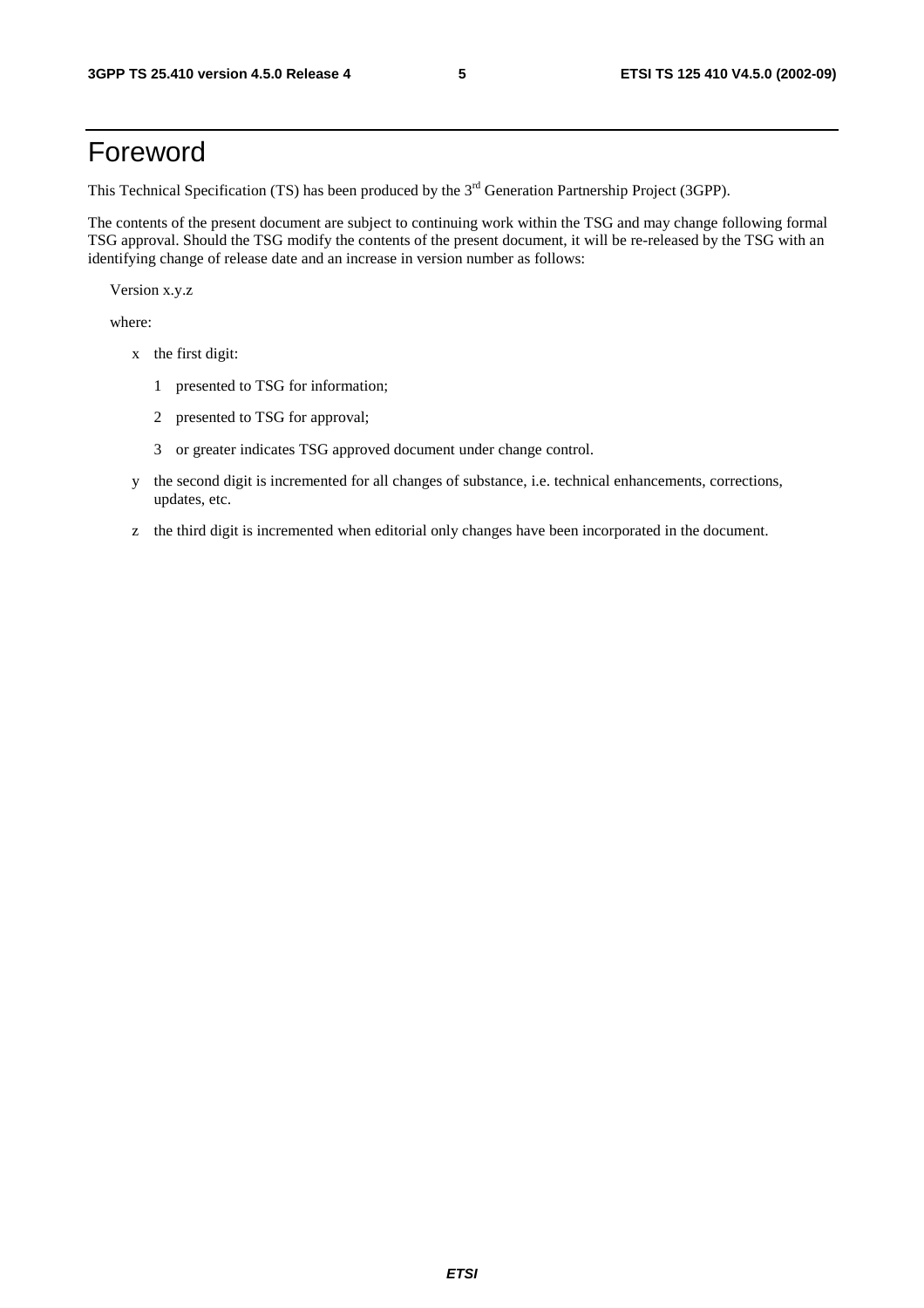# Foreword

This Technical Specification (TS) has been produced by the 3rd Generation Partnership Project (3GPP).

The contents of the present document are subject to continuing work within the TSG and may change following formal TSG approval. Should the TSG modify the contents of the present document, it will be re-released by the TSG with an identifying change of release date and an increase in version number as follows:

Version x.y.z

where:

- x the first digit:
  - 1 presented to TSG for information;
  - 2 presented to TSG for approval;
  - 3 or greater indicates TSG approved document under change control.
- y the second digit is incremented for all changes of substance, i.e. technical enhancements, corrections, updates, etc.
- z the third digit is incremented when editorial only changes have been incorporated in the document.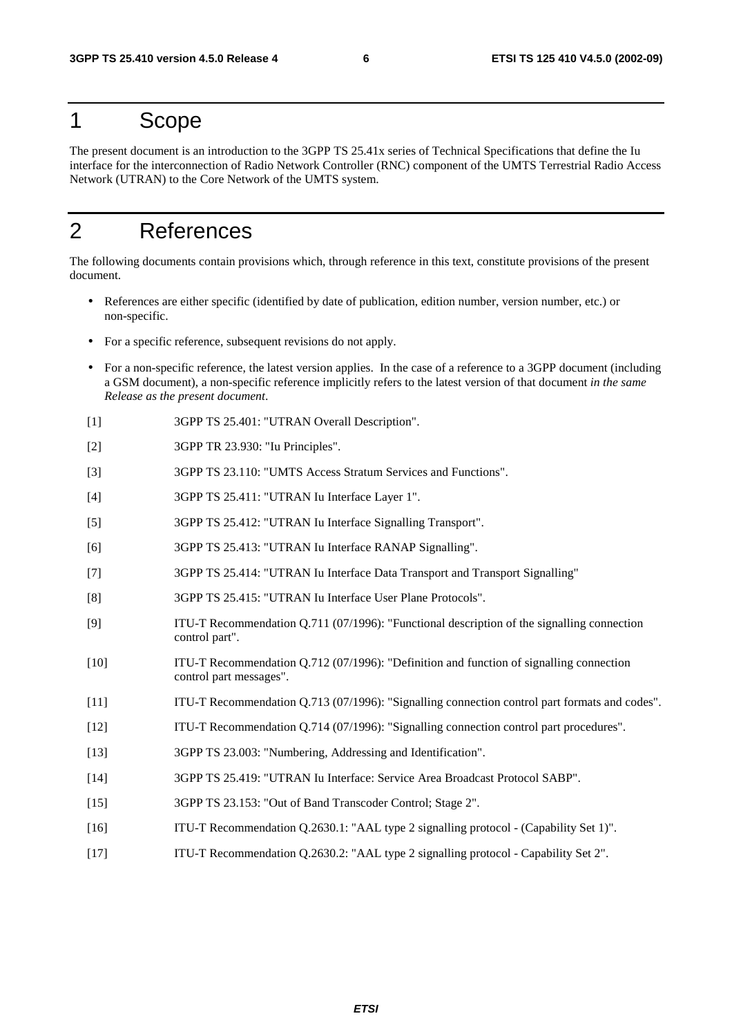# 1 Scope

The present document is an introduction to the 3GPP TS 25.41x series of Technical Specifications that define the Iu interface for the interconnection of Radio Network Controller (RNC) component of the UMTS Terrestrial Radio Access Network (UTRAN) to the Core Network of the UMTS system.

# 2 References

The following documents contain provisions which, through reference in this text, constitute provisions of the present document.

- References are either specific (identified by date of publication, edition number, version number, etc.) or non-specific.
- For a specific reference, subsequent revisions do not apply.
- For a non-specific reference, the latest version applies. In the case of a reference to a 3GPP document (including a GSM document), a non-specific reference implicitly refers to the latest version of that document *in the same Release as the present document*.

[1] 3GPP TS 25.401: "UTRAN Overall Description".

[2] 3GPP TR 23.930: "Iu Principles".

[3] 3GPP TS 23.110: "UMTS Access Stratum Services and Functions".

[4] 3GPP TS 25.411: "UTRAN Iu Interface Layer 1".

[5] 3GPP TS 25.412: "UTRAN Iu Interface Signalling Transport".

[6] 3GPP TS 25.413: "UTRAN Iu Interface RANAP Signalling".

[7] 3GPP TS 25.414: "UTRAN Iu Interface Data Transport and Transport Signalling"

[8] 3GPP TS 25.415: "UTRAN Iu Interface User Plane Protocols".

[9] ITU-T Recommendation Q.711 (07/1996): "Functional description of the signalling connection control part".

[10] ITU-T Recommendation Q.712 (07/1996): "Definition and function of signalling connection control part messages".

[11] ITU-T Recommendation Q.713 (07/1996): "Signalling connection control part formats and codes".

[12] ITU-T Recommendation Q.714 (07/1996): "Signalling connection control part procedures".

[13] 3GPP TS 23.003: "Numbering, Addressing and Identification".

[14] 3GPP TS 25.419: "UTRAN Iu Interface: Service Area Broadcast Protocol SABP".

[15] 3GPP TS 23.153: "Out of Band Transcoder Control; Stage 2".

[16] ITU-T Recommendation Q.2630.1: "AAL type 2 signalling protocol - (Capability Set 1)".

[17] ITU-T Recommendation Q.2630.2: "AAL type 2 signalling protocol - Capability Set 2".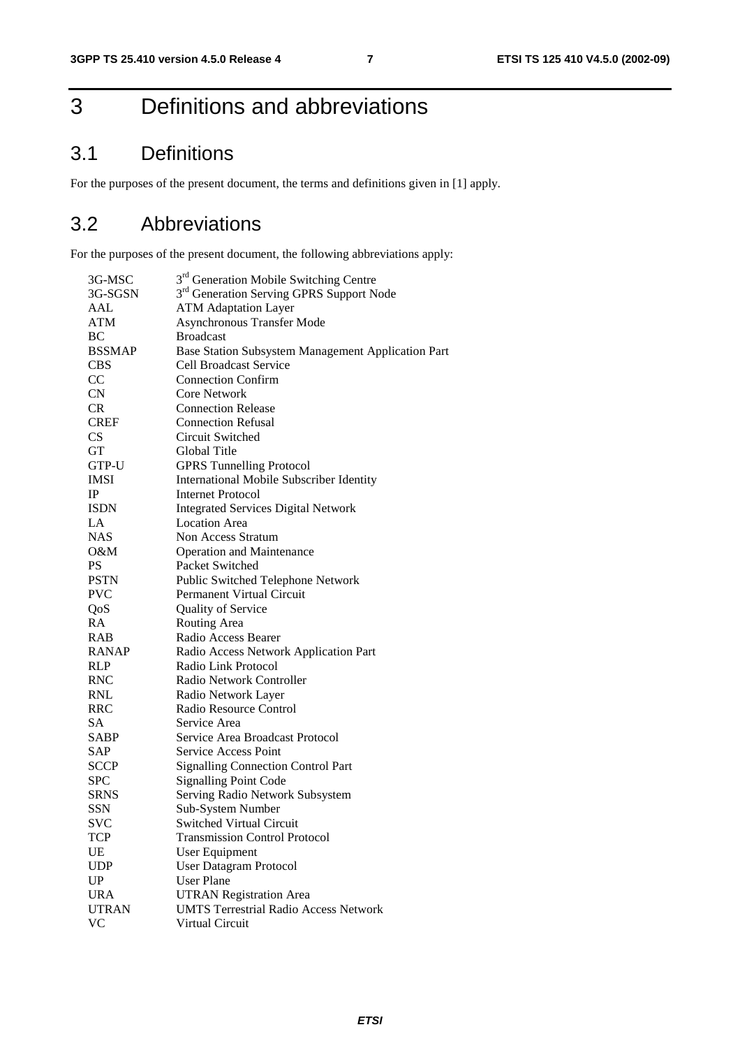# 3 Definitions and abbreviations

## 3.1 Definitions

For the purposes of the present document, the terms and definitions given in [1] apply.

## 3.2 Abbreviations

For the purposes of the present document, the following abbreviations apply:

| | |
|---|---|
| 3G-MSC | 3rd Generation Mobile Switching Centre |
| 3G-SGSN | 3rd Generation Serving GPRS Support Node |
| AAL | ATM Adaptation Layer |
| ATM | Asynchronous Transfer Mode |
| BC | Broadcast |
| BSSMAP | Base Station Subsystem Management Application Part |
| CBS | Cell Broadcast Service |
| CC | Connection Confirm |
| CN | Core Network |
| CR | Connection Release |
| CREF | Connection Refusal |
| CS | Circuit Switched |
| GT | Global Title |
| GTP-U | GPRS Tunnelling Protocol |
| IMSI | International Mobile Subscriber Identity |
| IP | Internet Protocol |
| ISDN | Integrated Services Digital Network |
| LA | Location Area |
| NAS | Non Access Stratum |
| O&M | Operation and Maintenance |
| PS | Packet Switched |
| PSTN | Public Switched Telephone Network |
| PVC | Permanent Virtual Circuit |
| QoS | Quality of Service |
| RA | Routing Area |
| RAB | Radio Access Bearer |
| RANAP | Radio Access Network Application Part |
| RLP | Radio Link Protocol |
| RNC | Radio Network Controller |
| RNL | Radio Network Layer |
| RRC | Radio Resource Control |
| SA | Service Area |
| SABP | Service Area Broadcast Protocol |
| SAP | Service Access Point |
| SCCP | Signalling Connection Control Part |
| SPC | Signalling Point Code |
| SRNS | Serving Radio Network Subsystem |
| SSN | Sub-System Number |
| SVC | Switched Virtual Circuit |
| TCP | Transmission Control Protocol |
| UE | User Equipment |
| UDP | User Datagram Protocol |
| UP | User Plane |
| URA | UTRAN Registration Area |
| UTRAN | UMTS Terrestrial Radio Access Network |
| VC | Virtual Circuit |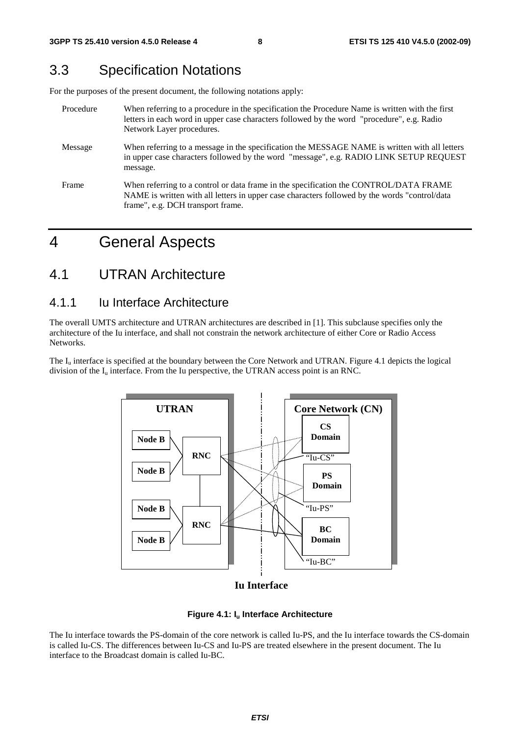## 3.3 Specification Notations

For the purposes of the present document, the following notations apply:

Procedure When referring to a procedure in the specification the Procedure Name is written with the first letters in each word in upper case characters followed by the word "procedure", e.g. Radio Network Layer procedures.

Message When referring to a message in the specification the MESSAGE NAME is written with all letters in upper case characters followed by the word "message", e.g. RADIO LINK SETUP REQUEST message.

Frame When referring to a control or data frame in the specification the CONTROL/DATA FRAME NAME is written with all letters in upper case characters followed by the words "control/data frame", e.g. DCH transport frame.

# 4 General Aspects

## 4.1 UTRAN Architecture

### 4.1.1 Iu Interface Architecture

The overall UMTS architecture and UTRAN architectures are described in [1]. This subclause specifies only the architecture of the Iu interface, and shall not constrain the network architecture of either Core or Radio Access Networks.

The $I_u$ interface is specified at the boundary between the Core Network and UTRAN. Figure 4.1 depicts the logical division of the $I_u$ interface. From the Iu perspective, the UTRAN access point is an RNC.

UTRAN | Core Network (CN) | Node B | Node B | Node B | Node B | RNC | RNC | CS Domain | PS Domain | BC Domain | "Iu-CS" | "Iu-PS" | "Iu-BC" | Iu Interface

**Figure 4.1: $I_u$ Interface Architecture**

The Iu interface towards the PS-domain of the core network is called Iu-PS, and the Iu interface towards the CS-domain is called Iu-CS. The differences between Iu-CS and Iu-PS are treated elsewhere in the present document. The Iu interface to the Broadcast domain is called Iu-BC.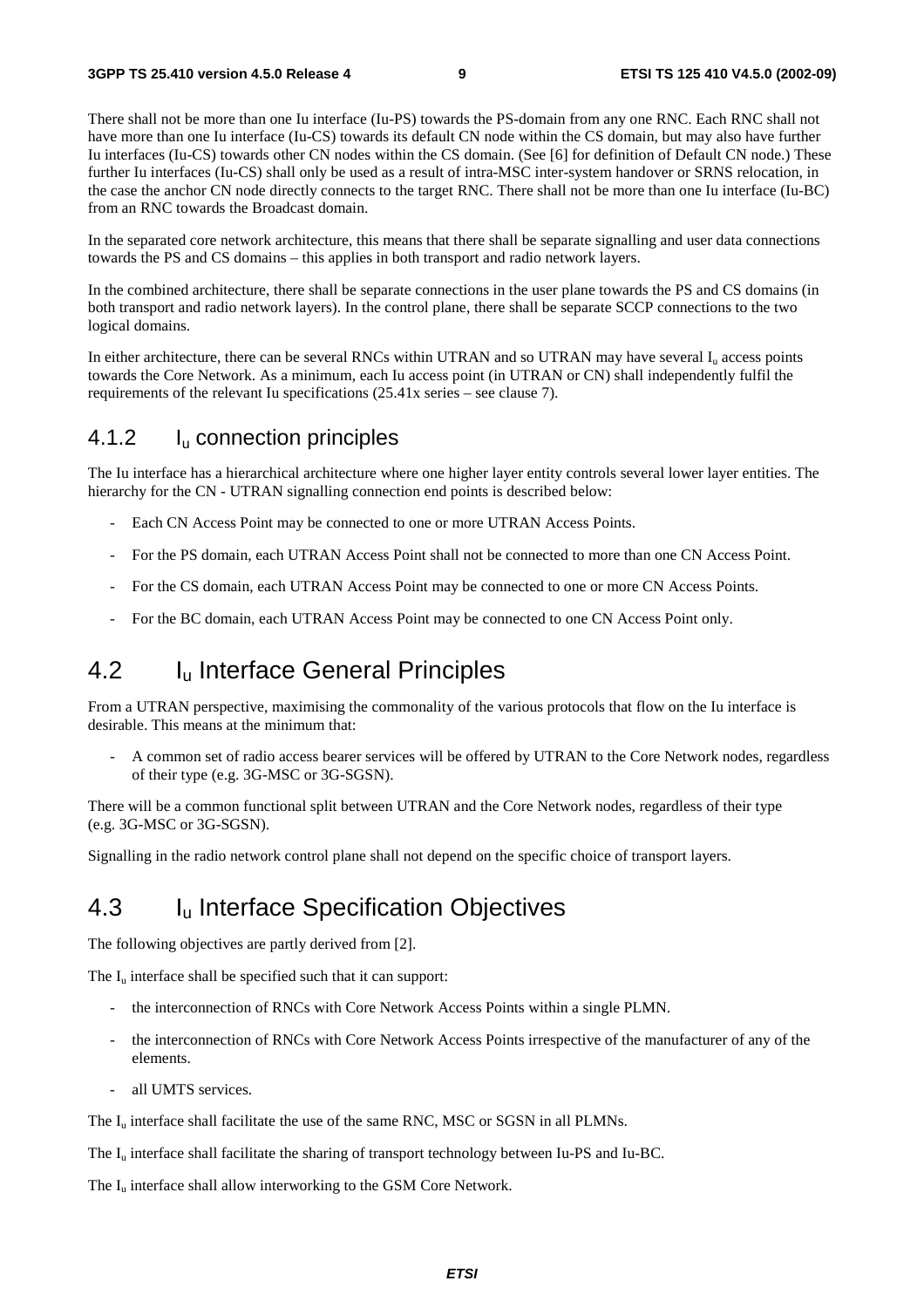There shall not be more than one Iu interface (Iu-PS) towards the PS-domain from any one RNC. Each RNC shall not have more than one Iu interface (Iu-CS) towards its default CN node within the CS domain, but may also have further Iu interfaces (Iu-CS) towards other CN nodes within the CS domain. (See [6] for definition of Default CN node.) These further Iu interfaces (Iu-CS) shall only be used as a result of intra-MSC inter-system handover or SRNS relocation, in the case the anchor CN node directly connects to the target RNC. There shall not be more than one Iu interface (Iu-BC) from an RNC towards the Broadcast domain.

In the separated core network architecture, this means that there shall be separate signalling and user data connections towards the PS and CS domains – this applies in both transport and radio network layers.

In the combined architecture, there shall be separate connections in the user plane towards the PS and CS domains (in both transport and radio network layers). In the control plane, there shall be separate SCCP connections to the two logical domains.

In either architecture, there can be several RNCs within UTRAN and so UTRAN may have several $I_u$ access points towards the Core Network. As a minimum, each Iu access point (in UTRAN or CN) shall independently fulfil the requirements of the relevant Iu specifications (25.41x series – see clause 7).

### 4.1.2 $I_u$ connection principles

The Iu interface has a hierarchical architecture where one higher layer entity controls several lower layer entities. The hierarchy for the CN - UTRAN signalling connection end points is described below:

- Each CN Access Point may be connected to one or more UTRAN Access Points.
- For the PS domain, each UTRAN Access Point shall not be connected to more than one CN Access Point.
- For the CS domain, each UTRAN Access Point may be connected to one or more CN Access Points.
- For the BC domain, each UTRAN Access Point may be connected to one CN Access Point only.

## 4.2 $I_u$ Interface General Principles

From a UTRAN perspective, maximising the commonality of the various protocols that flow on the Iu interface is desirable. This means at the minimum that:

- A common set of radio access bearer services will be offered by UTRAN to the Core Network nodes, regardless of their type (e.g. 3G-MSC or 3G-SGSN).

There will be a common functional split between UTRAN and the Core Network nodes, regardless of their type (e.g. 3G-MSC or 3G-SGSN).

Signalling in the radio network control plane shall not depend on the specific choice of transport layers.

## 4.3 $I_u$ Interface Specification Objectives

The following objectives are partly derived from [2].

The $I_u$ interface shall be specified such that it can support:

- the interconnection of RNCs with Core Network Access Points within a single PLMN.
- the interconnection of RNCs with Core Network Access Points irrespective of the manufacturer of any of the elements.
- all UMTS services.

The $I_u$ interface shall facilitate the use of the same RNC, MSC or SGSN in all PLMNs.

The $I_u$ interface shall facilitate the sharing of transport technology between Iu-PS and Iu-BC.

The $I_u$ interface shall allow interworking to the GSM Core Network.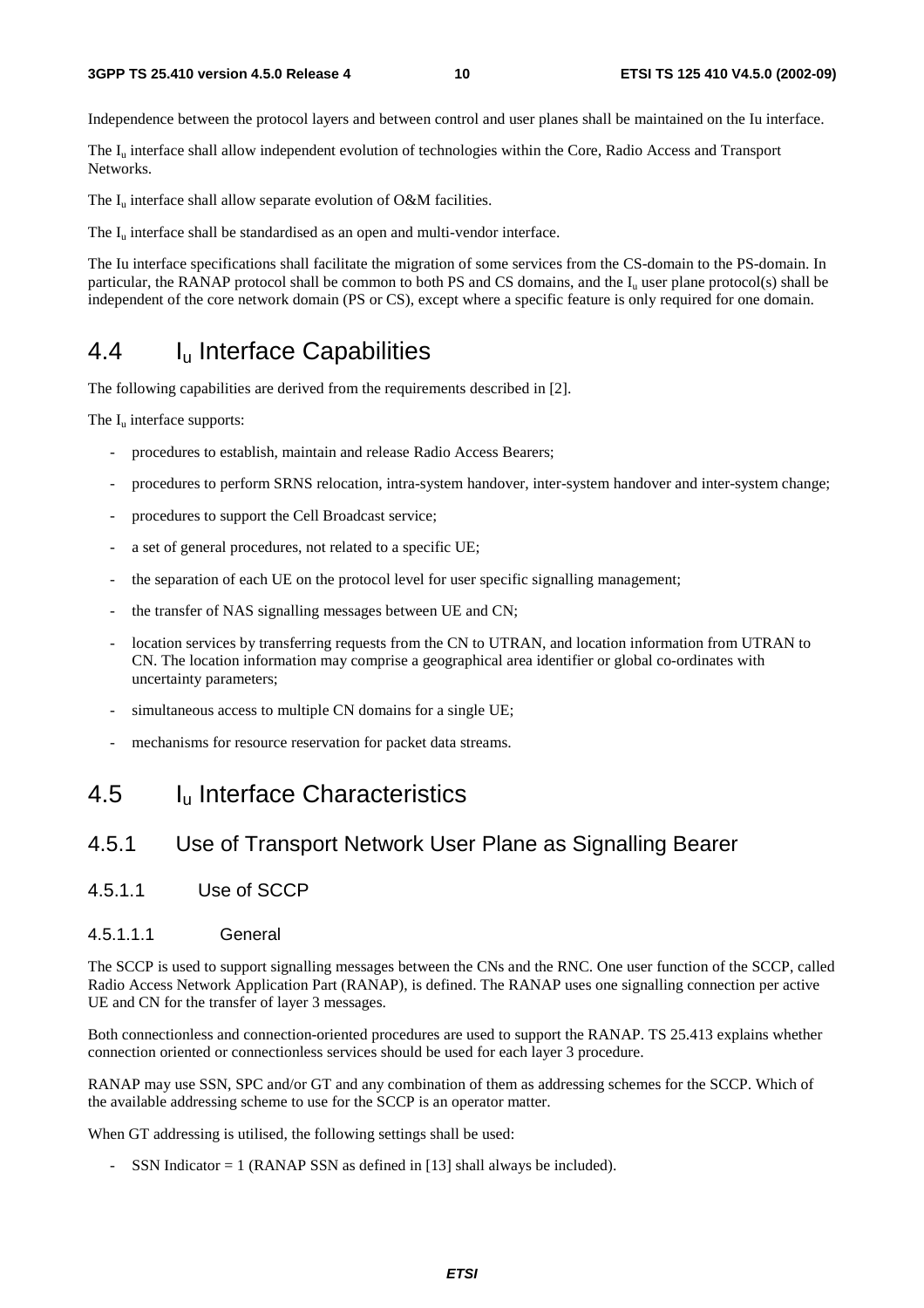Independence between the protocol layers and between control and user planes shall be maintained on the Iu interface.

The $I_u$ interface shall allow independent evolution of technologies within the Core, Radio Access and Transport Networks.

The $I_u$ interface shall allow separate evolution of O&M facilities.

The $I_u$ interface shall be standardised as an open and multi-vendor interface.

The Iu interface specifications shall facilitate the migration of some services from the CS-domain to the PS-domain. In particular, the RANAP protocol shall be common to both PS and CS domains, and the $I_u$ user plane protocol(s) shall be independent of the core network domain (PS or CS), except where a specific feature is only required for one domain.

## 4.4 $I_u$ Interface Capabilities

The following capabilities are derived from the requirements described in [2].

The $I_u$ interface supports:

- procedures to establish, maintain and release Radio Access Bearers;
- procedures to perform SRNS relocation, intra-system handover, inter-system handover and inter-system change;
- procedures to support the Cell Broadcast service;
- a set of general procedures, not related to a specific UE;
- the separation of each UE on the protocol level for user specific signalling management;
- the transfer of NAS signalling messages between UE and CN;
- location services by transferring requests from the CN to UTRAN, and location information from UTRAN to CN. The location information may comprise a geographical area identifier or global co-ordinates with uncertainty parameters;
- simultaneous access to multiple CN domains for a single UE;
- mechanisms for resource reservation for packet data streams.

## 4.5 $I_u$ Interface Characteristics

### 4.5.1 Use of Transport Network User Plane as Signalling Bearer

#### 4.5.1.1 Use of SCCP

##### 4.5.1.1.1 General

The SCCP is used to support signalling messages between the CNs and the RNC. One user function of the SCCP, called Radio Access Network Application Part (RANAP), is defined. The RANAP uses one signalling connection per active UE and CN for the transfer of layer 3 messages.

Both connectionless and connection-oriented procedures are used to support the RANAP. TS 25.413 explains whether connection oriented or connectionless services should be used for each layer 3 procedure.

RANAP may use SSN, SPC and/or GT and any combination of them as addressing schemes for the SCCP. Which of the available addressing scheme to use for the SCCP is an operator matter.

When GT addressing is utilised, the following settings shall be used:

- SSN Indicator = 1 (RANAP SSN as defined in [13] shall always be included).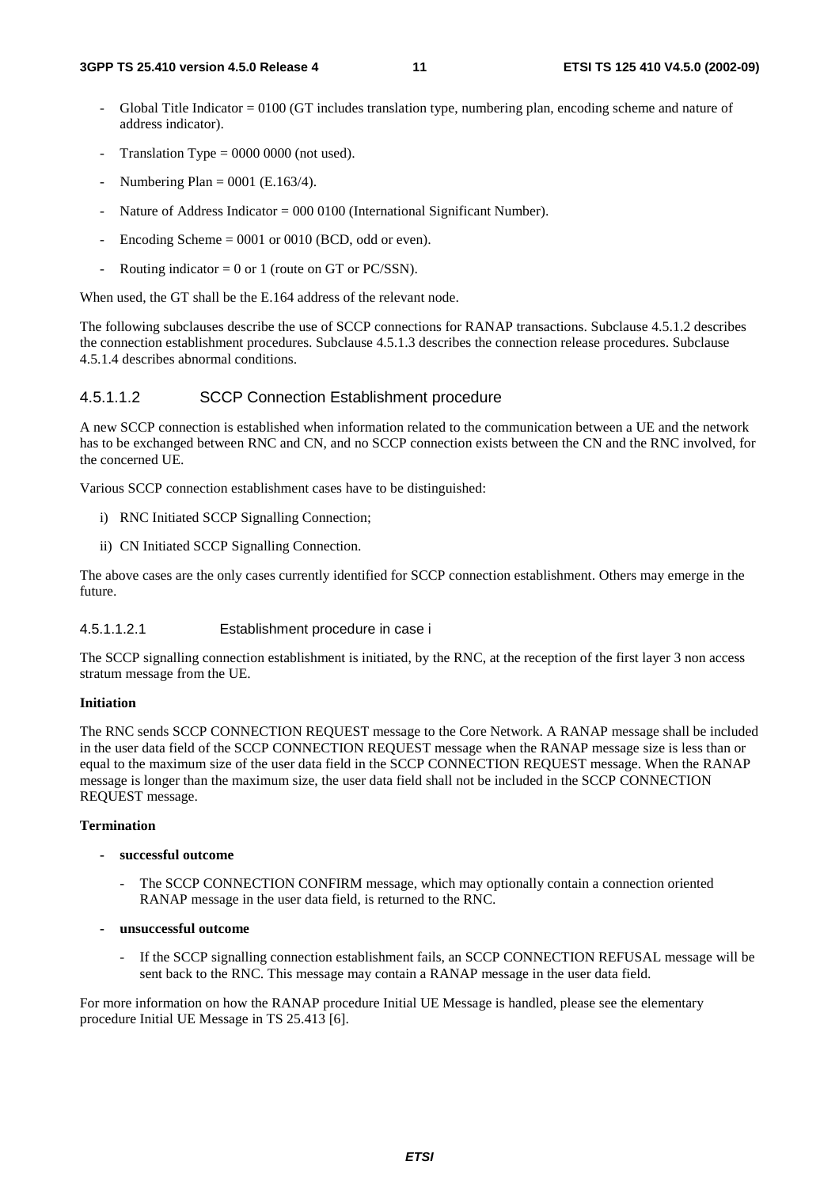- Global Title Indicator = 0100 (GT includes translation type, numbering plan, encoding scheme and nature of address indicator).
- Translation Type = 0000 0000 (not used).
- Numbering Plan = 0001 (E.163/4).
- Nature of Address Indicator = 000 0100 (International Significant Number).
- Encoding Scheme = 0001 or 0010 (BCD, odd or even).
- Routing indicator = 0 or 1 (route on GT or PC/SSN).

When used, the GT shall be the E.164 address of the relevant node.

The following subclauses describe the use of SCCP connections for RANAP transactions. Subclause 4.5.1.2 describes the connection establishment procedures. Subclause 4.5.1.3 describes the connection release procedures. Subclause 4.5.1.4 describes abnormal conditions.

#### 4.5.1.1.2 SCCP Connection Establishment procedure

A new SCCP connection is established when information related to the communication between a UE and the network has to be exchanged between RNC and CN, and no SCCP connection exists between the CN and the RNC involved, for the concerned UE.

Various SCCP connection establishment cases have to be distinguished:

i) RNC Initiated SCCP Signalling Connection;

ii) CN Initiated SCCP Signalling Connection.

The above cases are the only cases currently identified for SCCP connection establishment. Others may emerge in the future.

##### 4.5.1.1.2.1 Establishment procedure in case i

The SCCP signalling connection establishment is initiated, by the RNC, at the reception of the first layer 3 non access stratum message from the UE.

**Initiation**

The RNC sends SCCP CONNECTION REQUEST message to the Core Network. A RANAP message shall be included in the user data field of the SCCP CONNECTION REQUEST message when the RANAP message size is less than or equal to the maximum size of the user data field in the SCCP CONNECTION REQUEST message. When the RANAP message is longer than the maximum size, the user data field shall not be included in the SCCP CONNECTION REQUEST message.

**Termination**

- **successful outcome**
  - The SCCP CONNECTION CONFIRM message, which may optionally contain a connection oriented RANAP message in the user data field, is returned to the RNC.
- **unsuccessful outcome**
  - If the SCCP signalling connection establishment fails, an SCCP CONNECTION REFUSAL message will be sent back to the RNC. This message may contain a RANAP message in the user data field.

For more information on how the RANAP procedure Initial UE Message is handled, please see the elementary procedure Initial UE Message in TS 25.413 [6].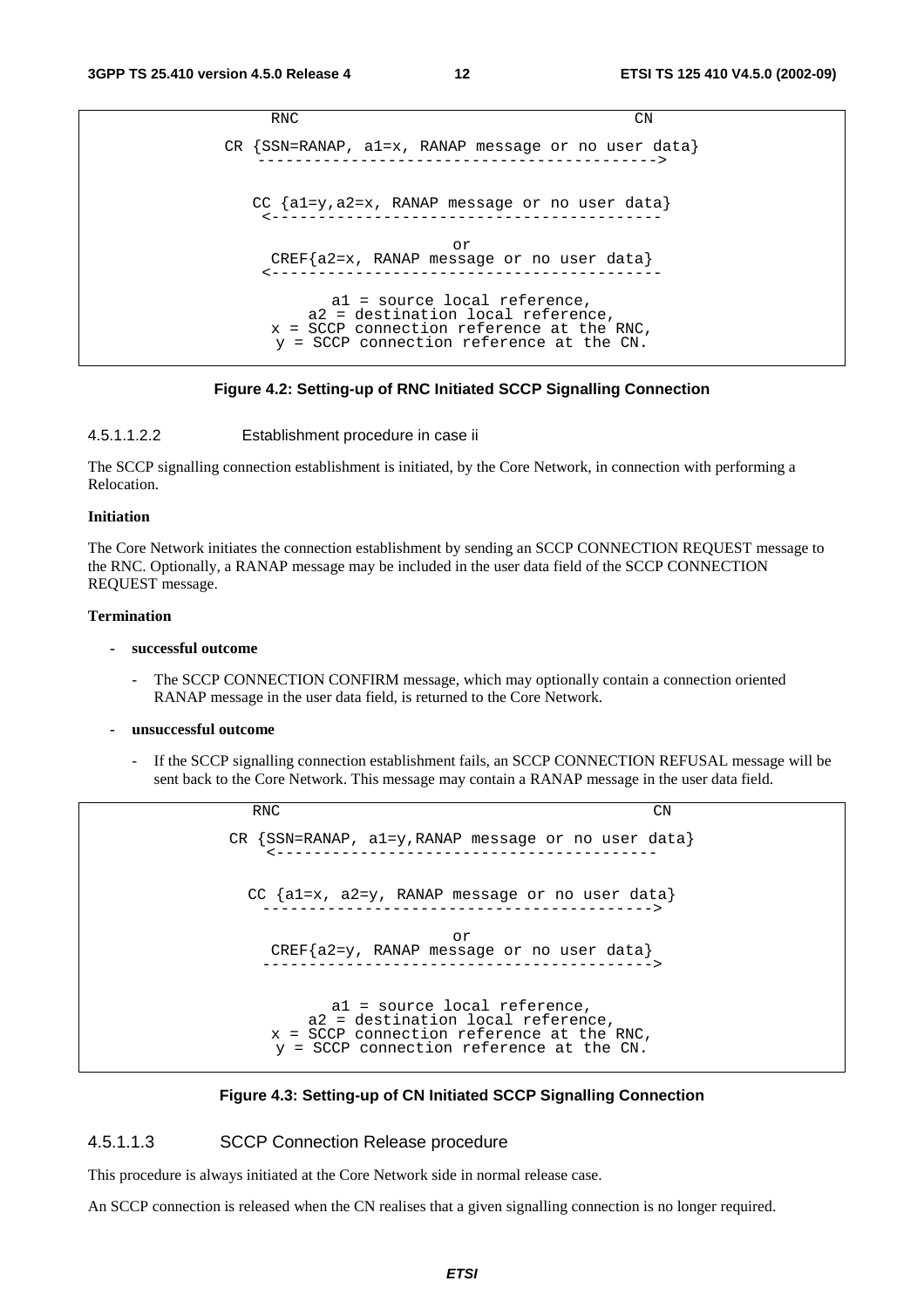```
                RNC                                                    CN

        CR {SSN=RANAP, a1=x, RANAP message or no user data}
           ------------------------------------------->

            CC {a1=y,a2=x, RANAP message or no user data}
             <-----------------------------------------

                                    or
             CREF{a2=x, RANAP message or no user data}
             <-----------------------------------------

                    a1 = source local reference,
                 a2 = destination local reference,
              x = SCCP connection reference at the RNC,
               y = SCCP connection reference at the CN.
```

**Figure 4.2: Setting-up of RNC Initiated SCCP Signalling Connection**

4.5.1.1.2.2 Establishment procedure in case ii

The SCCP signalling connection establishment is initiated, by the Core Network, in connection with performing a Relocation.

**Initiation**

The Core Network initiates the connection establishment by sending an SCCP CONNECTION REQUEST message to the RNC. Optionally, a RANAP message may be included in the user data field of the SCCP CONNECTION REQUEST message.

**Termination**

- **successful outcome**
  - The SCCP CONNECTION CONFIRM message, which may optionally contain a connection oriented RANAP message in the user data field, is returned to the Core Network.
- **unsuccessful outcome**
  - If the SCCP signalling connection establishment fails, an SCCP CONNECTION REFUSAL message will be sent back to the Core Network. This message may contain a RANAP message in the user data field.

```
               RNC                                                     CN

        CR {SSN=RANAP, a1=y,RANAP message or no user data}
           <-----------------------------------------

           CC {a1=x, a2=y, RANAP message or no user data}
             ----------------------------------------->

                                    or
             CREF{a2=y, RANAP message or no user data}
             ----------------------------------------->


                    a1 = source local reference,
                 a2 = destination local reference,
              x = SCCP connection reference at the RNC,
               y = SCCP connection reference at the CN.
```

**Figure 4.3: Setting-up of CN Initiated SCCP Signalling Connection**

### 4.5.1.1.3 SCCP Connection Release procedure

This procedure is always initiated at the Core Network side in normal release case.

An SCCP connection is released when the CN realises that a given signalling connection is no longer required.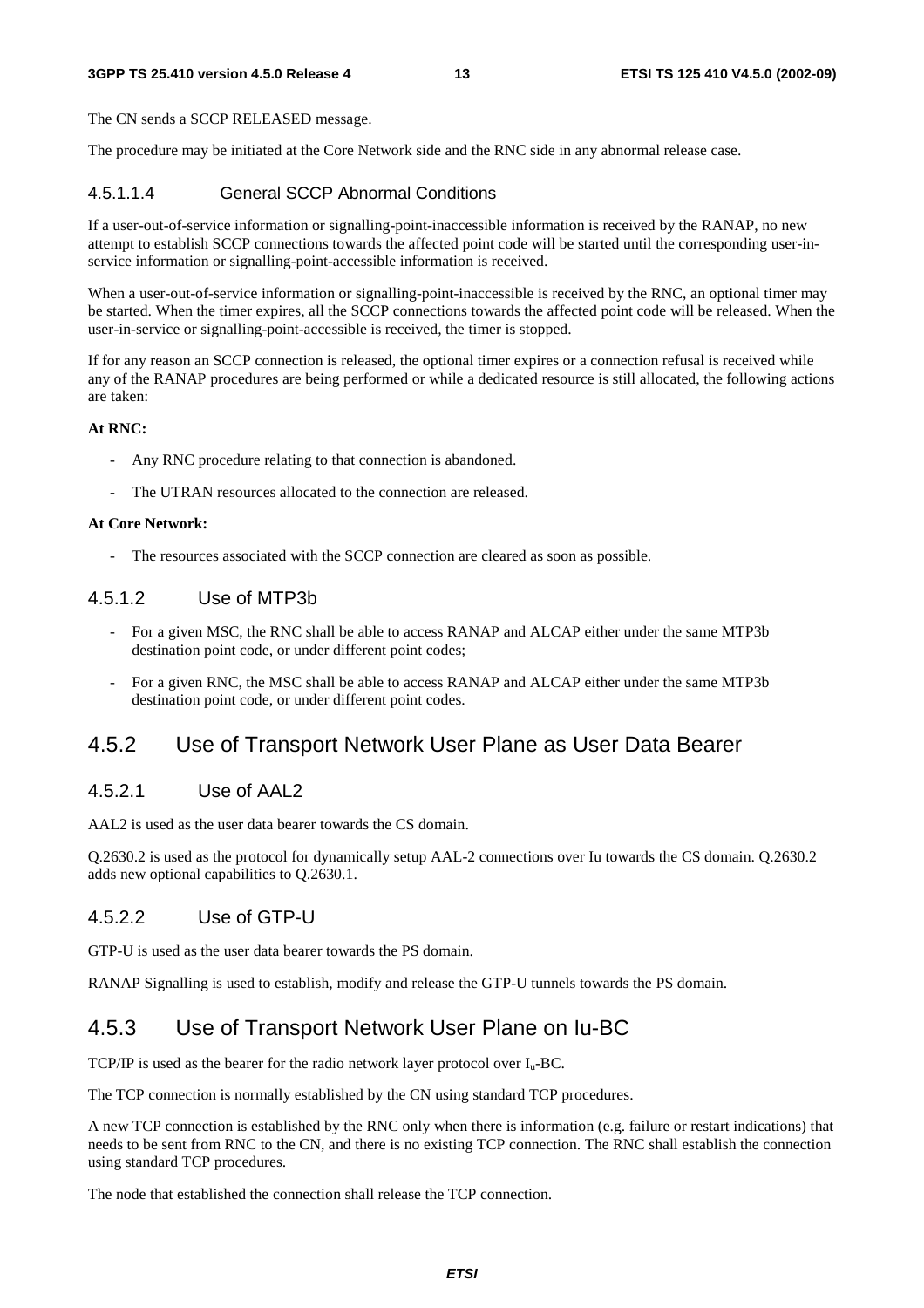The CN sends a SCCP RELEASED message.

The procedure may be initiated at the Core Network side and the RNC side in any abnormal release case.

#### 4.5.1.1.4 General SCCP Abnormal Conditions

If a user-out-of-service information or signalling-point-inaccessible information is received by the RANAP, no new attempt to establish SCCP connections towards the affected point code will be started until the corresponding user-in-service information or signalling-point-accessible information is received.

When a user-out-of-service information or signalling-point-inaccessible is received by the RNC, an optional timer may be started. When the timer expires, all the SCCP connections towards the affected point code will be released. When the user-in-service or signalling-point-accessible is received, the timer is stopped.

If for any reason an SCCP connection is released, the optional timer expires or a connection refusal is received while any of the RANAP procedures are being performed or while a dedicated resource is still allocated, the following actions are taken:

**At RNC:**

- Any RNC procedure relating to that connection is abandoned.
- The UTRAN resources allocated to the connection are released.

**At Core Network:**

- The resources associated with the SCCP connection are cleared as soon as possible.

### 4.5.1.2 Use of MTP3b

- For a given MSC, the RNC shall be able to access RANAP and ALCAP either under the same MTP3b destination point code, or under different point codes;
- For a given RNC, the MSC shall be able to access RANAP and ALCAP either under the same MTP3b destination point code, or under different point codes.

## 4.5.2 Use of Transport Network User Plane as User Data Bearer

### 4.5.2.1 Use of AAL2

AAL2 is used as the user data bearer towards the CS domain.

Q.2630.2 is used as the protocol for dynamically setup AAL-2 connections over Iu towards the CS domain. Q.2630.2 adds new optional capabilities to Q.2630.1.

### 4.5.2.2 Use of GTP-U

GTP-U is used as the user data bearer towards the PS domain.

RANAP Signalling is used to establish, modify and release the GTP-U tunnels towards the PS domain.

## 4.5.3 Use of Transport Network User Plane on Iu-BC

TCP/IP is used as the bearer for the radio network layer protocol over $I_u$-BC.

The TCP connection is normally established by the CN using standard TCP procedures.

A new TCP connection is established by the RNC only when there is information (e.g. failure or restart indications) that needs to be sent from RNC to the CN, and there is no existing TCP connection. The RNC shall establish the connection using standard TCP procedures.

The node that established the connection shall release the TCP connection.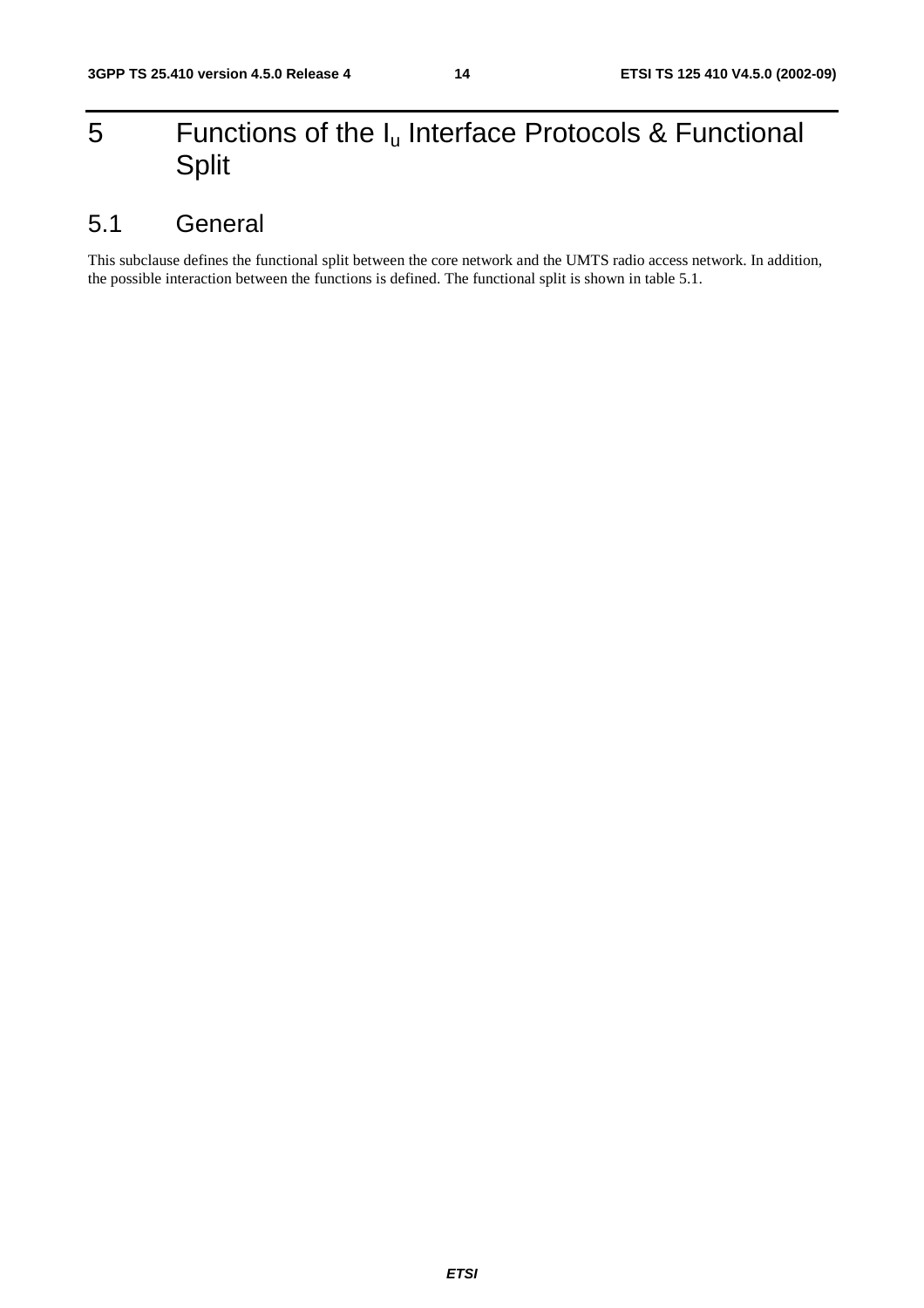# 5 Functions of the $I_u$ Interface Protocols & Functional Split

## 5.1 General

This subclause defines the functional split between the core network and the UMTS radio access network. In addition, the possible interaction between the functions is defined. The functional split is shown in table 5.1.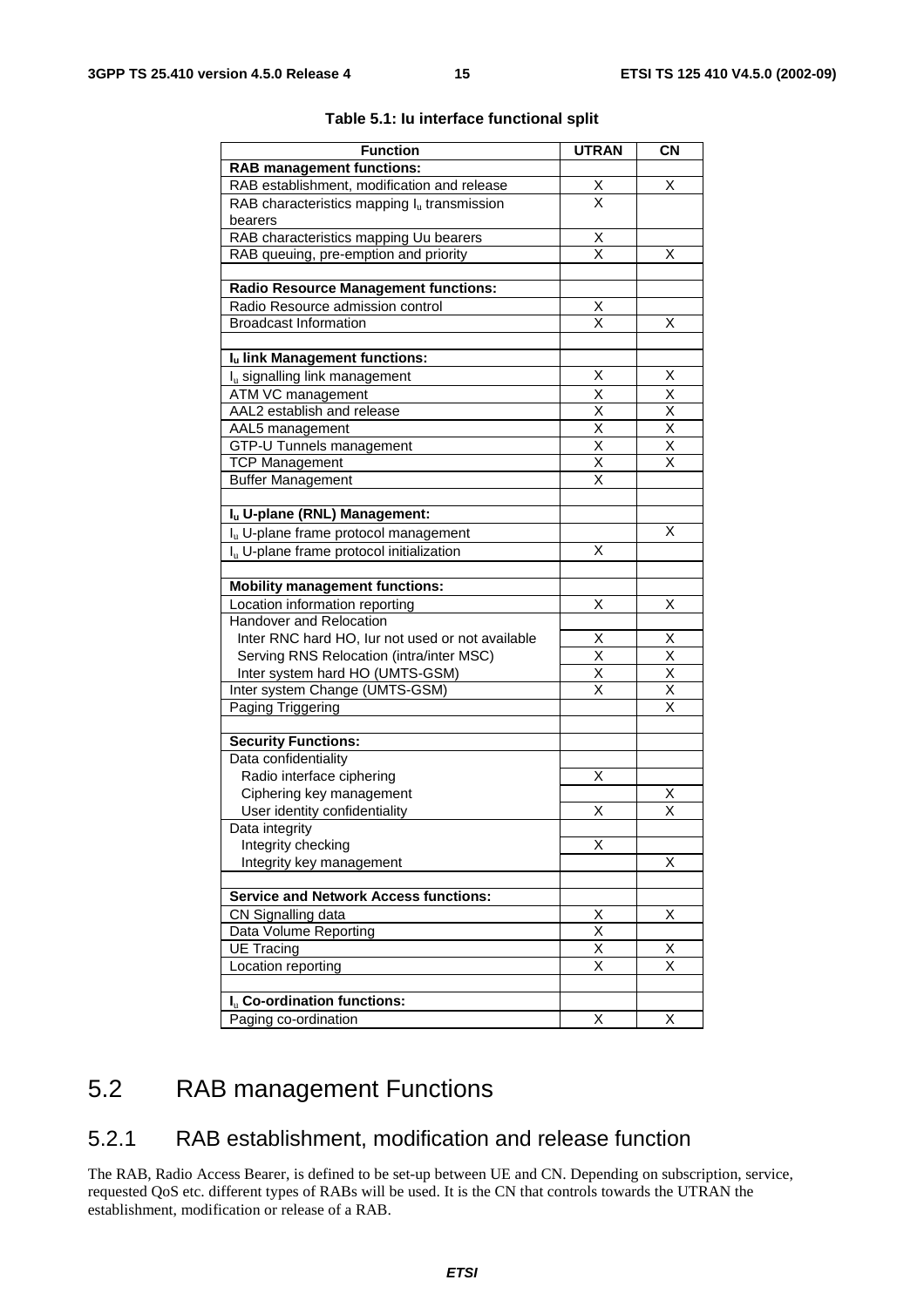**Table 5.1: Iu interface functional split**

| Function | UTRAN | CN |
|---|---|---|
| **RAB management functions:** | | |
| RAB establishment, modification and release | X | X |
| RAB characteristics mapping $I_u$ transmission bearers | X | |
| RAB characteristics mapping Uu bearers | X | |
| RAB queuing, pre-emption and priority | X | X |
| | | |
| **Radio Resource Management functions:** | | |
| Radio Resource admission control | X | |
| Broadcast Information | X | X |
| | | |
| **$I_u$ link Management functions:** | | |
| $I_u$ signalling link management | X | X |
| ATM VC management | X | X |
| AAL2 establish and release | X | X |
| AAL5 management | X | X |
| GTP-U Tunnels management | X | X |
| TCP Management | X | X |
| Buffer Management | X | |
| | | |
| **$I_u$ U-plane (RNL) Management:** | | |
| $I_u$ U-plane frame protocol management | | X |
| $I_u$ U-plane frame protocol initialization | X | |
| | | |
| **Mobility management functions:** | | |
| Location information reporting | X | X |
| Handover and Relocation | | |
| Inter RNC hard HO, Iur not used or not available | X | X |
| Serving RNS Relocation (intra/inter MSC) | X | X |
| Inter system hard HO (UMTS-GSM) | X | X |
| Inter system Change (UMTS-GSM) | X | X |
| Paging Triggering | | X |
| | | |
| **Security Functions:** | | |
| Data confidentiality | | |
| Radio interface ciphering | X | |
| Ciphering key management | | X |
| User identity confidentiality | X | X |
| Data integrity | | |
| Integrity checking | X | |
| Integrity key management | | X |
| | | |
| **Service and Network Access functions:** | | |
| CN Signalling data | X | X |
| Data Volume Reporting | X | |
| UE Tracing | X | X |
| Location reporting | X | X |
| | | |
| **$I_u$ Co-ordination functions:** | | |
| Paging co-ordination | X | X |

## 5.2 RAB management Functions

### 5.2.1 RAB establishment, modification and release function

The RAB, Radio Access Bearer, is defined to be set-up between UE and CN. Depending on subscription, service, requested QoS etc. different types of RABs will be used. It is the CN that controls towards the UTRAN the establishment, modification or release of a RAB.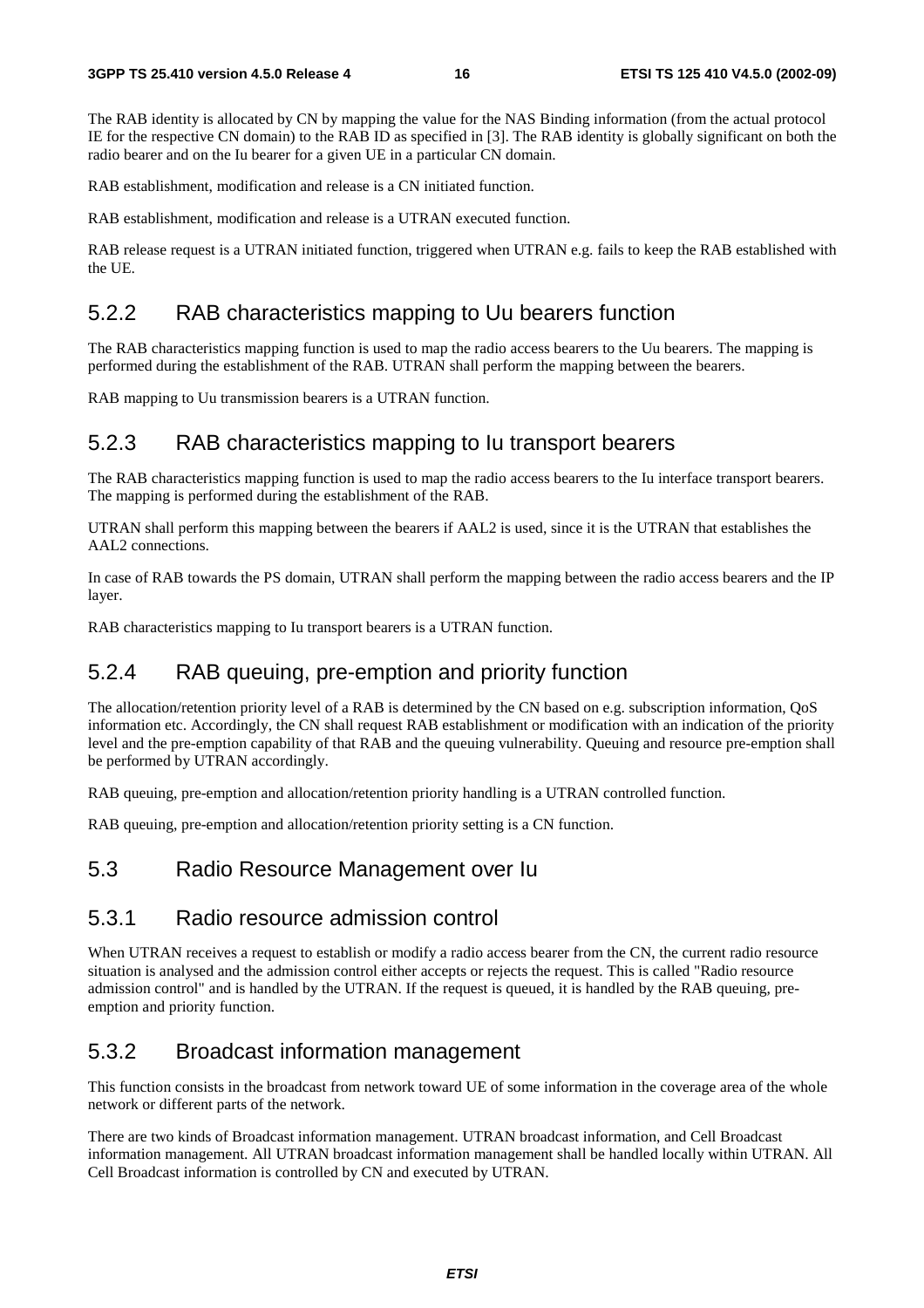The RAB identity is allocated by CN by mapping the value for the NAS Binding information (from the actual protocol IE for the respective CN domain) to the RAB ID as specified in [3]. The RAB identity is globally significant on both the radio bearer and on the Iu bearer for a given UE in a particular CN domain.

RAB establishment, modification and release is a CN initiated function.

RAB establishment, modification and release is a UTRAN executed function.

RAB release request is a UTRAN initiated function, triggered when UTRAN e.g. fails to keep the RAB established with the UE.

### 5.2.2 RAB characteristics mapping to Uu bearers function

The RAB characteristics mapping function is used to map the radio access bearers to the Uu bearers. The mapping is performed during the establishment of the RAB. UTRAN shall perform the mapping between the bearers.

RAB mapping to Uu transmission bearers is a UTRAN function.

### 5.2.3 RAB characteristics mapping to Iu transport bearers

The RAB characteristics mapping function is used to map the radio access bearers to the Iu interface transport bearers. The mapping is performed during the establishment of the RAB.

UTRAN shall perform this mapping between the bearers if AAL2 is used, since it is the UTRAN that establishes the AAL2 connections.

In case of RAB towards the PS domain, UTRAN shall perform the mapping between the radio access bearers and the IP layer.

RAB characteristics mapping to Iu transport bearers is a UTRAN function.

### 5.2.4 RAB queuing, pre-emption and priority function

The allocation/retention priority level of a RAB is determined by the CN based on e.g. subscription information, QoS information etc. Accordingly, the CN shall request RAB establishment or modification with an indication of the priority level and the pre-emption capability of that RAB and the queuing vulnerability. Queuing and resource pre-emption shall be performed by UTRAN accordingly.

RAB queuing, pre-emption and allocation/retention priority handling is a UTRAN controlled function.

RAB queuing, pre-emption and allocation/retention priority setting is a CN function.

## 5.3 Radio Resource Management over Iu

### 5.3.1 Radio resource admission control

When UTRAN receives a request to establish or modify a radio access bearer from the CN, the current radio resource situation is analysed and the admission control either accepts or rejects the request. This is called "Radio resource admission control" and is handled by the UTRAN. If the request is queued, it is handled by the RAB queuing, pre-emption and priority function.

### 5.3.2 Broadcast information management

This function consists in the broadcast from network toward UE of some information in the coverage area of the whole network or different parts of the network.

There are two kinds of Broadcast information management. UTRAN broadcast information, and Cell Broadcast information management. All UTRAN broadcast information management shall be handled locally within UTRAN. All Cell Broadcast information is controlled by CN and executed by UTRAN.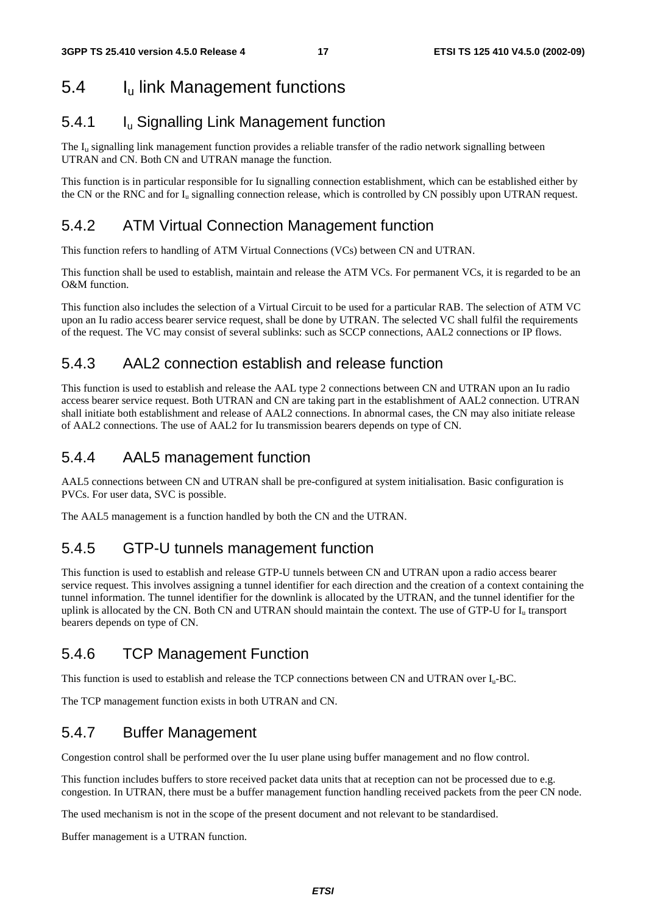## 5.4 $I_u$ link Management functions

### 5.4.1 $I_u$ Signalling Link Management function

The $I_u$ signalling link management function provides a reliable transfer of the radio network signalling between UTRAN and CN. Both CN and UTRAN manage the function.

This function is in particular responsible for Iu signalling connection establishment, which can be established either by the CN or the RNC and for $I_u$ signalling connection release, which is controlled by CN possibly upon UTRAN request.

### 5.4.2 ATM Virtual Connection Management function

This function refers to handling of ATM Virtual Connections (VCs) between CN and UTRAN.

This function shall be used to establish, maintain and release the ATM VCs. For permanent VCs, it is regarded to be an O&M function.

This function also includes the selection of a Virtual Circuit to be used for a particular RAB. The selection of ATM VC upon an Iu radio access bearer service request, shall be done by UTRAN. The selected VC shall fulfil the requirements of the request. The VC may consist of several sublinks: such as SCCP connections, AAL2 connections or IP flows.

### 5.4.3 AAL2 connection establish and release function

This function is used to establish and release the AAL type 2 connections between CN and UTRAN upon an Iu radio access bearer service request. Both UTRAN and CN are taking part in the establishment of AAL2 connection. UTRAN shall initiate both establishment and release of AAL2 connections. In abnormal cases, the CN may also initiate release of AAL2 connections. The use of AAL2 for Iu transmission bearers depends on type of CN.

### 5.4.4 AAL5 management function

AAL5 connections between CN and UTRAN shall be pre-configured at system initialisation. Basic configuration is PVCs. For user data, SVC is possible.

The AAL5 management is a function handled by both the CN and the UTRAN.

### 5.4.5 GTP-U tunnels management function

This function is used to establish and release GTP-U tunnels between CN and UTRAN upon a radio access bearer service request. This involves assigning a tunnel identifier for each direction and the creation of a context containing the tunnel information. The tunnel identifier for the downlink is allocated by the UTRAN, and the tunnel identifier for the uplink is allocated by the CN. Both CN and UTRAN should maintain the context. The use of GTP-U for $I_u$ transport bearers depends on type of CN.

### 5.4.6 TCP Management Function

This function is used to establish and release the TCP connections between CN and UTRAN over $I_u$-BC.

The TCP management function exists in both UTRAN and CN.

### 5.4.7 Buffer Management

Congestion control shall be performed over the Iu user plane using buffer management and no flow control.

This function includes buffers to store received packet data units that at reception can not be processed due to e.g. congestion. In UTRAN, there must be a buffer management function handling received packets from the peer CN node.

The used mechanism is not in the scope of the present document and not relevant to be standardised.

Buffer management is a UTRAN function.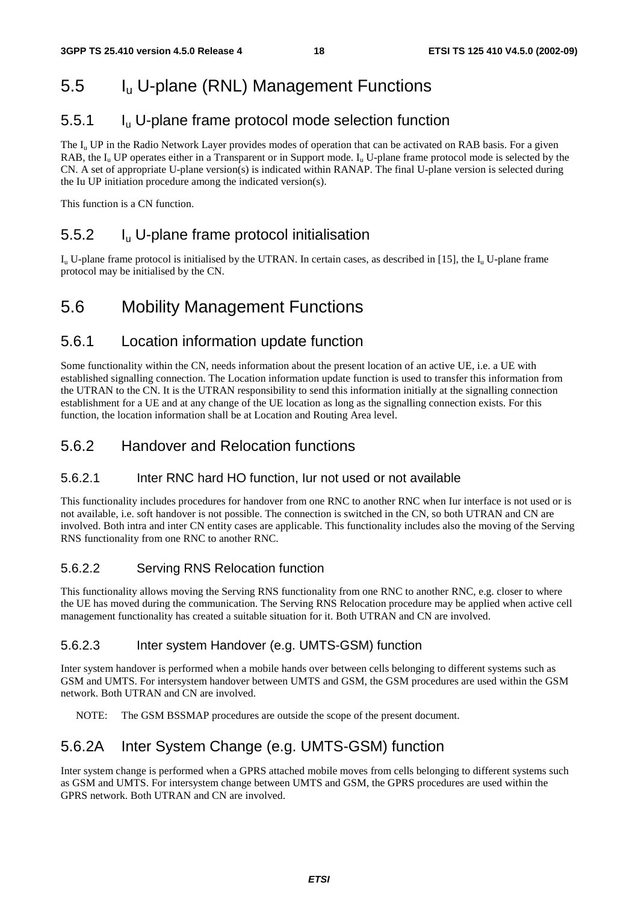## 5.5 $I_u$ U-plane (RNL) Management Functions

### 5.5.1 $I_u$ U-plane frame protocol mode selection function

The $I_u$ UP in the Radio Network Layer provides modes of operation that can be activated on RAB basis. For a given RAB, the $I_u$ UP operates either in a Transparent or in Support mode. $I_u$ U-plane frame protocol mode is selected by the CN. A set of appropriate U-plane version(s) is indicated within RANAP. The final U-plane version is selected during the Iu UP initiation procedure among the indicated version(s).

This function is a CN function.

### 5.5.2 $I_u$ U-plane frame protocol initialisation

$I_u$ U-plane frame protocol is initialised by the UTRAN. In certain cases, as described in [15], the $I_u$ U-plane frame protocol may be initialised by the CN.

## 5.6 Mobility Management Functions

### 5.6.1 Location information update function

Some functionality within the CN, needs information about the present location of an active UE, i.e. a UE with established signalling connection. The Location information update function is used to transfer this information from the UTRAN to the CN. It is the UTRAN responsibility to send this information initially at the signalling connection establishment for a UE and at any change of the UE location as long as the signalling connection exists. For this function, the location information shall be at Location and Routing Area level.

### 5.6.2 Handover and Relocation functions

#### 5.6.2.1 Inter RNC hard HO function, Iur not used or not available

This functionality includes procedures for handover from one RNC to another RNC when Iur interface is not used or is not available, i.e. soft handover is not possible. The connection is switched in the CN, so both UTRAN and CN are involved. Both intra and inter CN entity cases are applicable. This functionality includes also the moving of the Serving RNS functionality from one RNC to another RNC.

#### 5.6.2.2 Serving RNS Relocation function

This functionality allows moving the Serving RNS functionality from one RNC to another RNC, e.g. closer to where the UE has moved during the communication. The Serving RNS Relocation procedure may be applied when active cell management functionality has created a suitable situation for it. Both UTRAN and CN are involved.

#### 5.6.2.3 Inter system Handover (e.g. UMTS-GSM) function

Inter system handover is performed when a mobile hands over between cells belonging to different systems such as GSM and UMTS. For intersystem handover between UMTS and GSM, the GSM procedures are used within the GSM network. Both UTRAN and CN are involved.

NOTE: The GSM BSSMAP procedures are outside the scope of the present document.

### 5.6.2A Inter System Change (e.g. UMTS-GSM) function

Inter system change is performed when a GPRS attached mobile moves from cells belonging to different systems such as GSM and UMTS. For intersystem change between UMTS and GSM, the GPRS procedures are used within the GPRS network. Both UTRAN and CN are involved.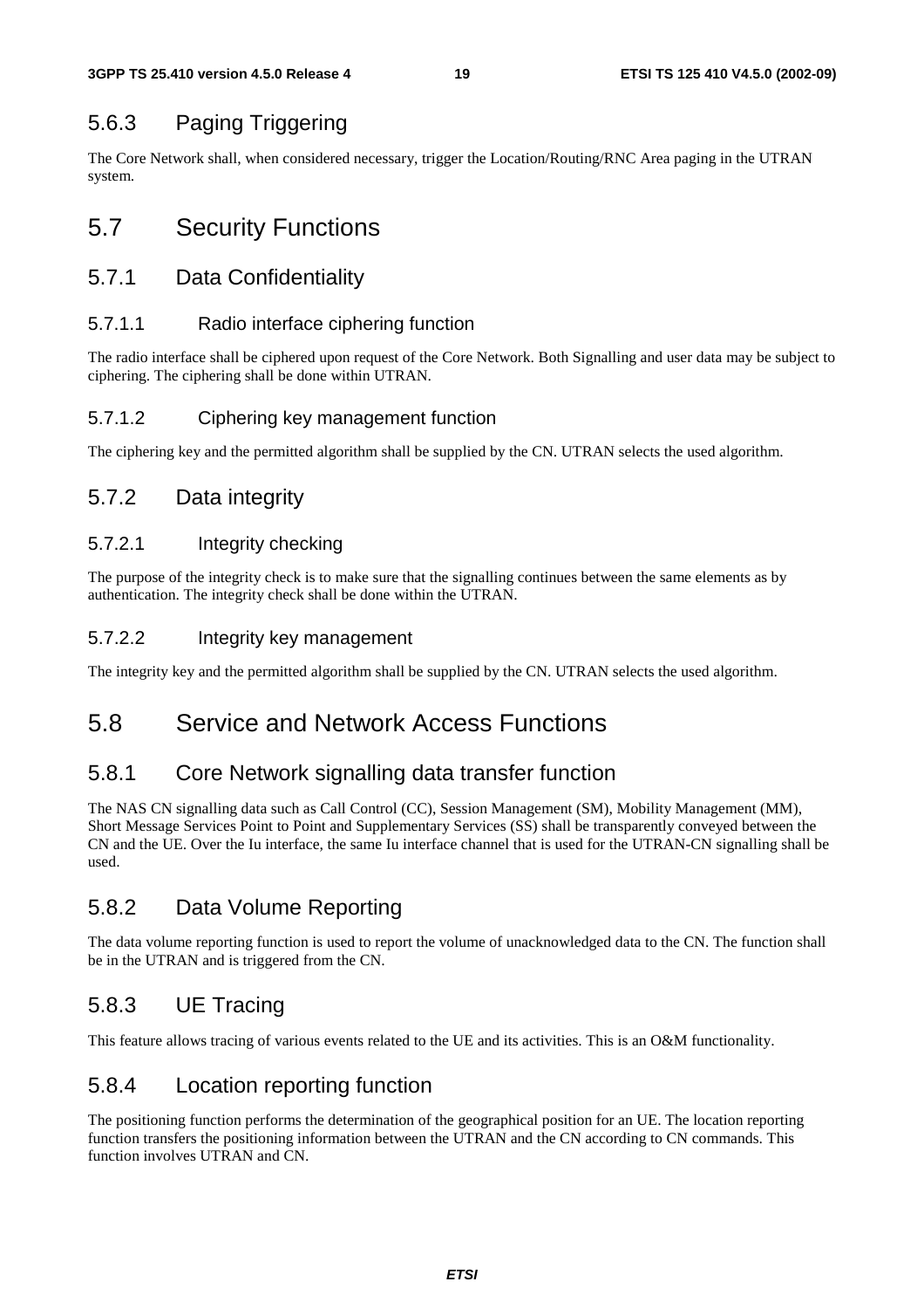### 5.6.3 Paging Triggering

The Core Network shall, when considered necessary, trigger the Location/Routing/RNC Area paging in the UTRAN system.

## 5.7 Security Functions

### 5.7.1 Data Confidentiality

#### 5.7.1.1 Radio interface ciphering function

The radio interface shall be ciphered upon request of the Core Network. Both Signalling and user data may be subject to ciphering. The ciphering shall be done within UTRAN.

#### 5.7.1.2 Ciphering key management function

The ciphering key and the permitted algorithm shall be supplied by the CN. UTRAN selects the used algorithm.

### 5.7.2 Data integrity

#### 5.7.2.1 Integrity checking

The purpose of the integrity check is to make sure that the signalling continues between the same elements as by authentication. The integrity check shall be done within the UTRAN.

#### 5.7.2.2 Integrity key management

The integrity key and the permitted algorithm shall be supplied by the CN. UTRAN selects the used algorithm.

## 5.8 Service and Network Access Functions

### 5.8.1 Core Network signalling data transfer function

The NAS CN signalling data such as Call Control (CC), Session Management (SM), Mobility Management (MM), Short Message Services Point to Point and Supplementary Services (SS) shall be transparently conveyed between the CN and the UE. Over the Iu interface, the same Iu interface channel that is used for the UTRAN-CN signalling shall be used.

### 5.8.2 Data Volume Reporting

The data volume reporting function is used to report the volume of unacknowledged data to the CN. The function shall be in the UTRAN and is triggered from the CN.

### 5.8.3 UE Tracing

This feature allows tracing of various events related to the UE and its activities. This is an O&M functionality.

### 5.8.4 Location reporting function

The positioning function performs the determination of the geographical position for an UE. The location reporting function transfers the positioning information between the UTRAN and the CN according to CN commands. This function involves UTRAN and CN.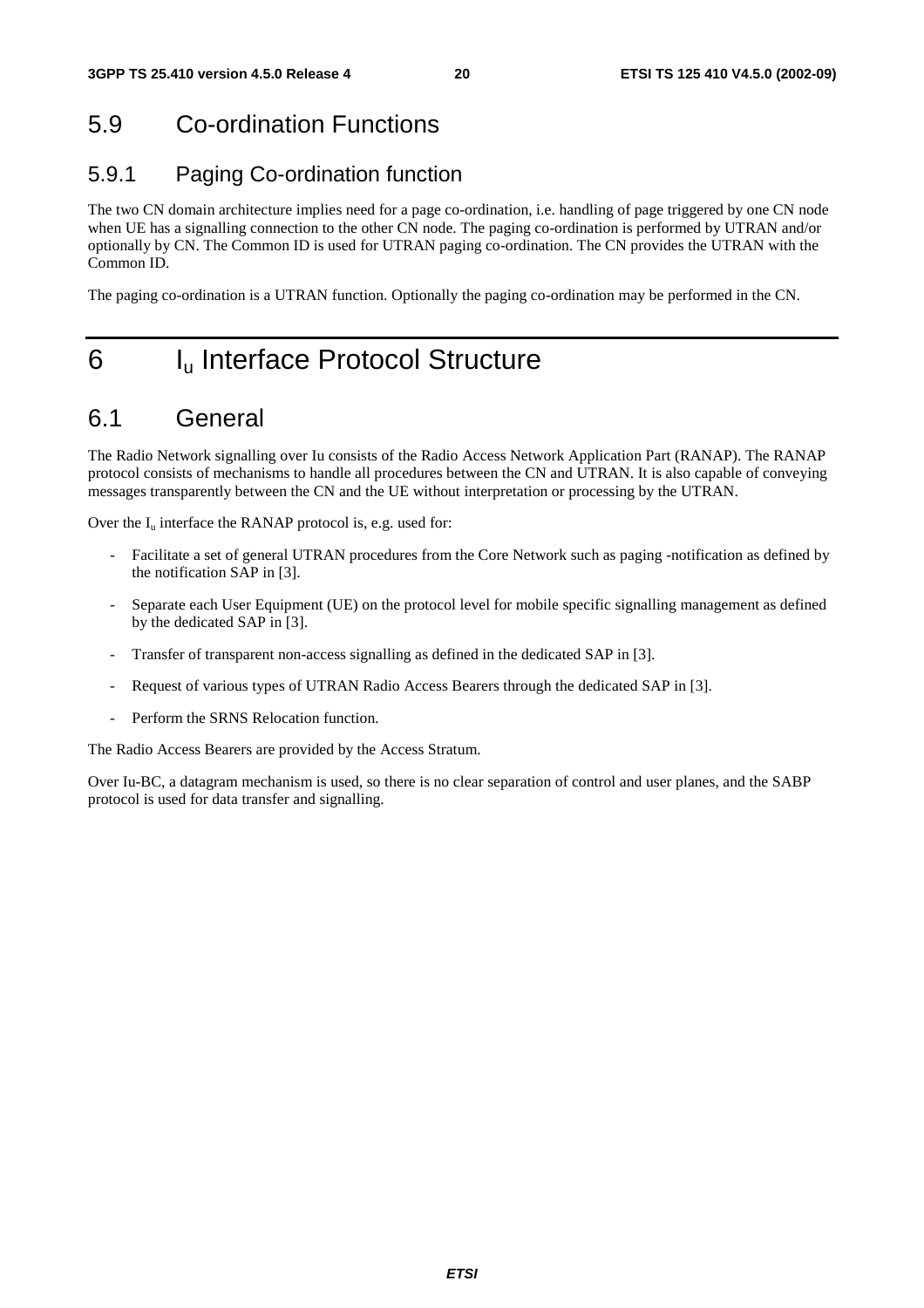## 5.9 Co-ordination Functions

### 5.9.1 Paging Co-ordination function

The two CN domain architecture implies need for a page co-ordination, i.e. handling of page triggered by one CN node when UE has a signalling connection to the other CN node. The paging co-ordination is performed by UTRAN and/or optionally by CN. The Common ID is used for UTRAN paging co-ordination. The CN provides the UTRAN with the Common ID.

The paging co-ordination is a UTRAN function. Optionally the paging co-ordination may be performed in the CN.

# 6 $I_u$ Interface Protocol Structure

## 6.1 General

The Radio Network signalling over Iu consists of the Radio Access Network Application Part (RANAP). The RANAP protocol consists of mechanisms to handle all procedures between the CN and UTRAN. It is also capable of conveying messages transparently between the CN and the UE without interpretation or processing by the UTRAN.

Over the $I_u$ interface the RANAP protocol is, e.g. used for:

- Facilitate a set of general UTRAN procedures from the Core Network such as paging -notification as defined by the notification SAP in [3].
- Separate each User Equipment (UE) on the protocol level for mobile specific signalling management as defined by the dedicated SAP in [3].
- Transfer of transparent non-access signalling as defined in the dedicated SAP in [3].
- Request of various types of UTRAN Radio Access Bearers through the dedicated SAP in [3].
- Perform the SRNS Relocation function.

The Radio Access Bearers are provided by the Access Stratum.

Over Iu-BC, a datagram mechanism is used, so there is no clear separation of control and user planes, and the SABP protocol is used for data transfer and signalling.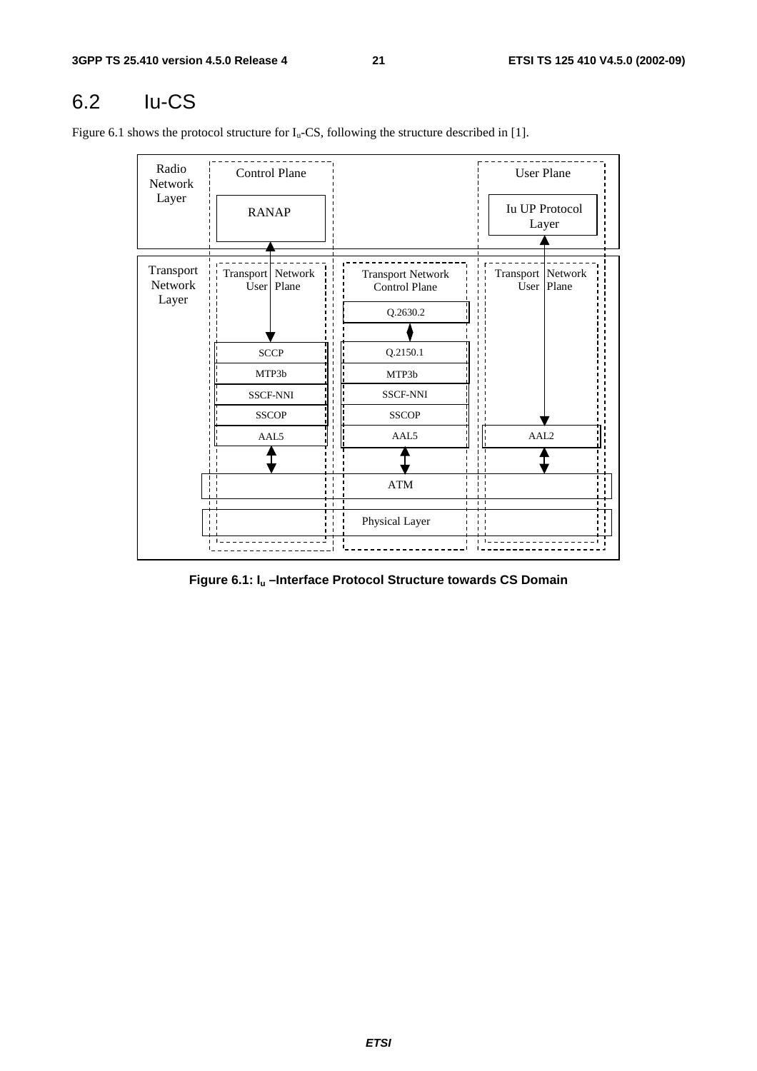## 6.2 Iu-CS

Figure 6.1 shows the protocol structure for $I_u$-CS, following the structure described in [1].

Radio Network Layer

Control Plane

RANAP

User Plane

Iu UP Protocol Layer

Transport Network Layer

Transport Network User Plane

Transport Network Control Plane

Transport Network User Plane

Q.2630.2

SCCP

MTP3b

SSCF-NNI

SSCOP

AAL5

Q.2150.1

MTP3b

SSCF-NNI

SSCOP

AAL5

AAL2

ATM

Physical Layer

**Figure 6.1: $I_u$ –Interface Protocol Structure towards CS Domain**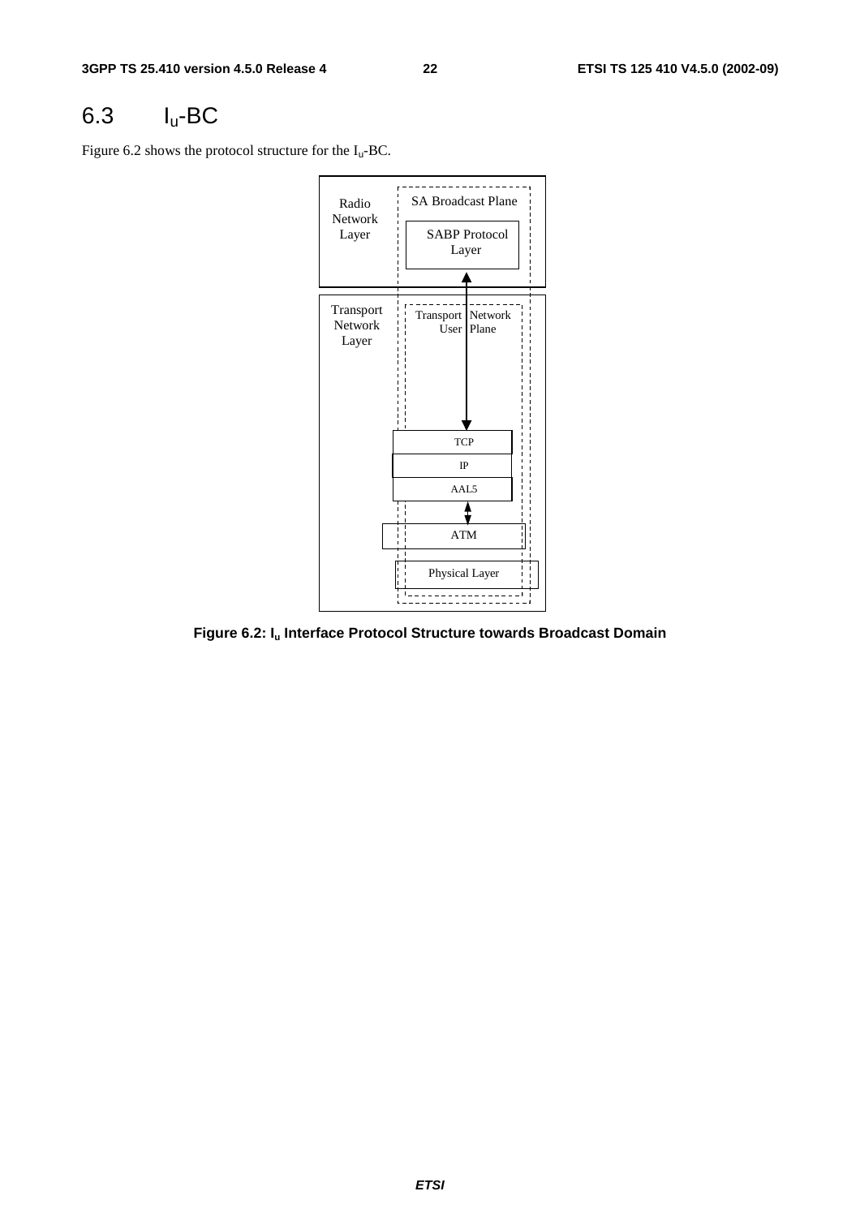## 6.3 $I_u$-BC

Figure 6.2 shows the protocol structure for the $I_u$-BC.

Radio Network Layer

SA Broadcast Plane

SABP Protocol Layer

Transport Network Layer

Transport Network User Plane

TCP

IP

AAL5

ATM

Physical Layer

**Figure 6.2: $I_u$ Interface Protocol Structure towards Broadcast Domain**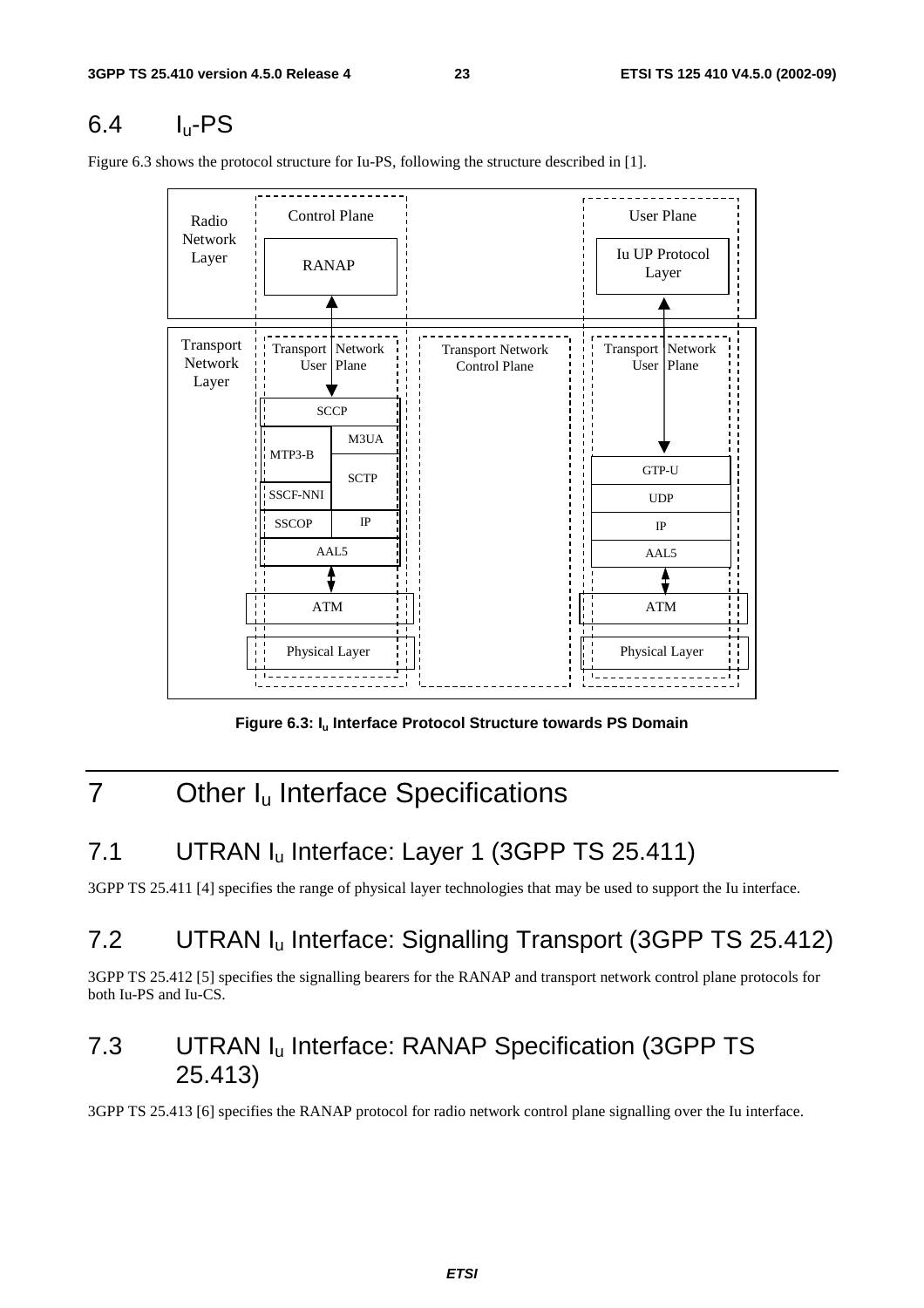## 6.4 $I_u$-PS

Figure 6.3 shows the protocol structure for Iu-PS, following the structure described in [1].

**Figure 6.3: $I_u$ Interface Protocol Structure towards PS Domain**

# 7 Other $I_u$ Interface Specifications

## 7.1 UTRAN $I_u$ Interface: Layer 1 (3GPP TS 25.411)

3GPP TS 25.411 [4] specifies the range of physical layer technologies that may be used to support the Iu interface.

## 7.2 UTRAN $I_u$ Interface: Signalling Transport (3GPP TS 25.412)

3GPP TS 25.412 [5] specifies the signalling bearers for the RANAP and transport network control plane protocols for both Iu-PS and Iu-CS.

## 7.3 UTRAN $I_u$ Interface: RANAP Specification (3GPP TS 25.413)

3GPP TS 25.413 [6] specifies the RANAP protocol for radio network control plane signalling over the Iu interface.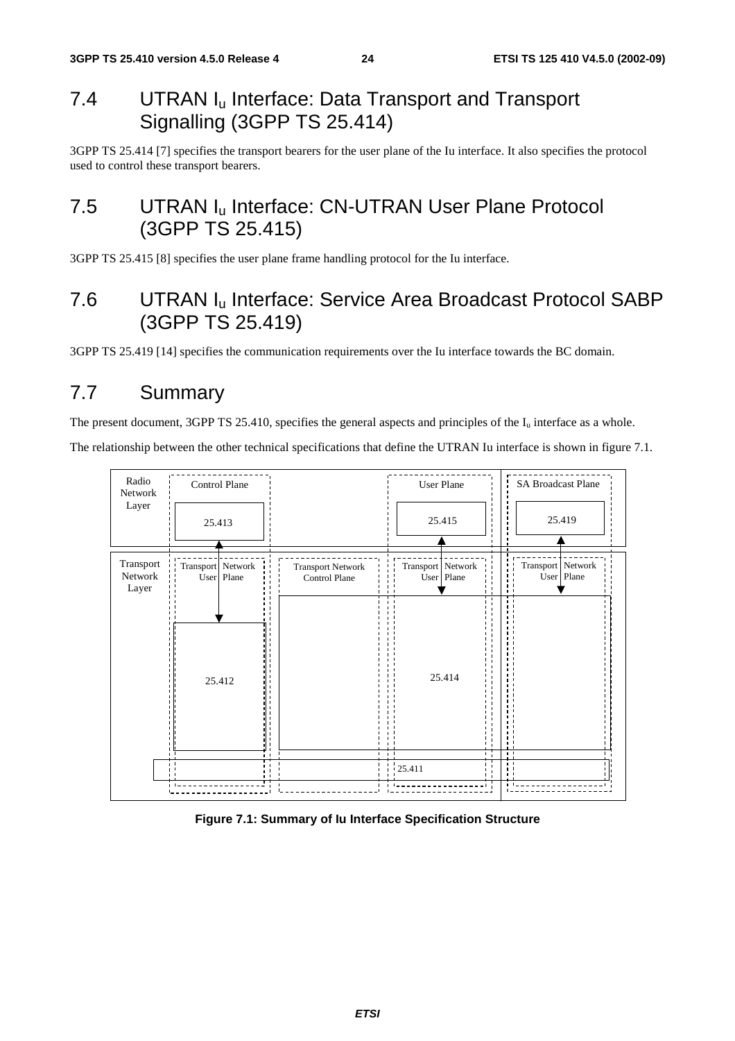## 7.4 UTRAN $I_u$ Interface: Data Transport and Transport Signalling (3GPP TS 25.414)

3GPP TS 25.414 [7] specifies the transport bearers for the user plane of the Iu interface. It also specifies the protocol used to control these transport bearers.

## 7.5 UTRAN $I_u$ Interface: CN-UTRAN User Plane Protocol (3GPP TS 25.415)

3GPP TS 25.415 [8] specifies the user plane frame handling protocol for the Iu interface.

## 7.6 UTRAN $I_u$ Interface: Service Area Broadcast Protocol SABP (3GPP TS 25.419)

3GPP TS 25.419 [14] specifies the communication requirements over the Iu interface towards the BC domain.

## 7.7 Summary

The present document, 3GPP TS 25.410, specifies the general aspects and principles of the $I_u$ interface as a whole.

The relationship between the other technical specifications that define the UTRAN Iu interface is shown in figure 7.1.

Radio Network Layer | Control Plane: 25.413 | User Plane: 25.415 | SA Broadcast Plane: 25.419

Transport Network Layer | Transport Network User Plane: 25.412 | Transport Network Control Plane | Transport Network User Plane: 25.414 | Transport Network User Plane | 25.411

**Figure 7.1: Summary of Iu Interface Specification Structure**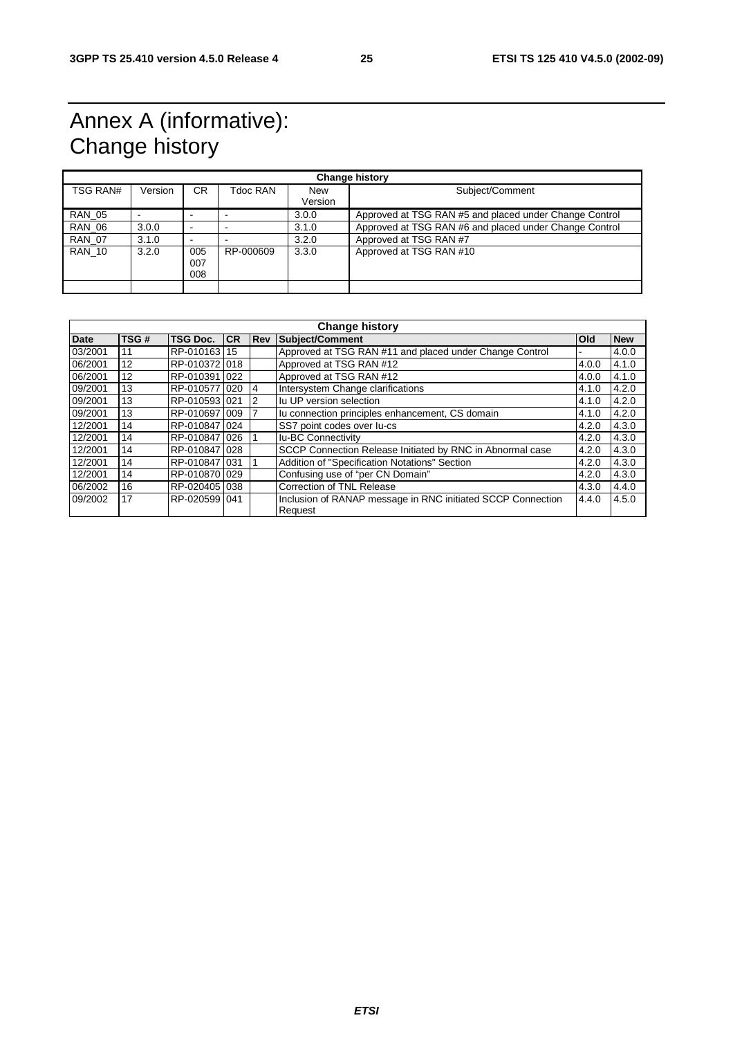# Annex A (informative): Change history

| Change history | | | | | |
|---|---|---|---|---|---|
| TSG RAN# | Version | CR | Tdoc RAN | New Version | Subject/Comment |
| RAN_05 | - | - | - | 3.0.0 | Approved at TSG RAN #5 and placed under Change Control |
| RAN_06 | 3.0.0 | - | - | 3.1.0 | Approved at TSG RAN #6 and placed under Change Control |
| RAN_07 | 3.1.0 | - | - | 3.2.0 | Approved at TSG RAN #7 |
| RAN_10 | 3.2.0 | 005 007 008 | RP-000609 | 3.3.0 | Approved at TSG RAN #10 |
| | | | | | |

| Change history | | | | | | | |
|---|---|---|---|---|---|---|---|
| **Date** | **TSG #** | **TSG Doc.** | **CR** | **Rev** | **Subject/Comment** | **Old** | **New** |
| 03/2001 | 11 | RP-010163 | 15 | | Approved at TSG RAN #11 and placed under Change Control | - | 4.0.0 |
| 06/2001 | 12 | RP-010372 | 018 | | Approved at TSG RAN #12 | 4.0.0 | 4.1.0 |
| 06/2001 | 12 | RP-010391 | 022 | | Approved at TSG RAN #12 | 4.0.0 | 4.1.0 |
| 09/2001 | 13 | RP-010577 | 020 | 4 | Intersystem Change clarifications | 4.1.0 | 4.2.0 |
| 09/2001 | 13 | RP-010593 | 021 | 2 | Iu UP version selection | 4.1.0 | 4.2.0 |
| 09/2001 | 13 | RP-010697 | 009 | 7 | Iu connection principles enhancement, CS domain | 4.1.0 | 4.2.0 |
| 12/2001 | 14 | RP-010847 | 024 | | SS7 point codes over Iu-cs | 4.2.0 | 4.3.0 |
| 12/2001 | 14 | RP-010847 | 026 | 1 | Iu-BC Connectivity | 4.2.0 | 4.3.0 |
| 12/2001 | 14 | RP-010847 | 028 | | SCCP Connection Release Initiated by RNC in Abnormal case | 4.2.0 | 4.3.0 |
| 12/2001 | 14 | RP-010847 | 031 | 1 | Addition of "Specification Notations" Section | 4.2.0 | 4.3.0 |
| 12/2001 | 14 | RP-010870 | 029 | | Confusing use of "per CN Domain" | 4.2.0 | 4.3.0 |
| 06/2002 | 16 | RP-020405 | 038 | | Correction of TNL Release | 4.3.0 | 4.4.0 |
| 09/2002 | 17 | RP-020599 | 041 | | Inclusion of RANAP message in RNC initiated SCCP Connection Request | 4.4.0 | 4.5.0 |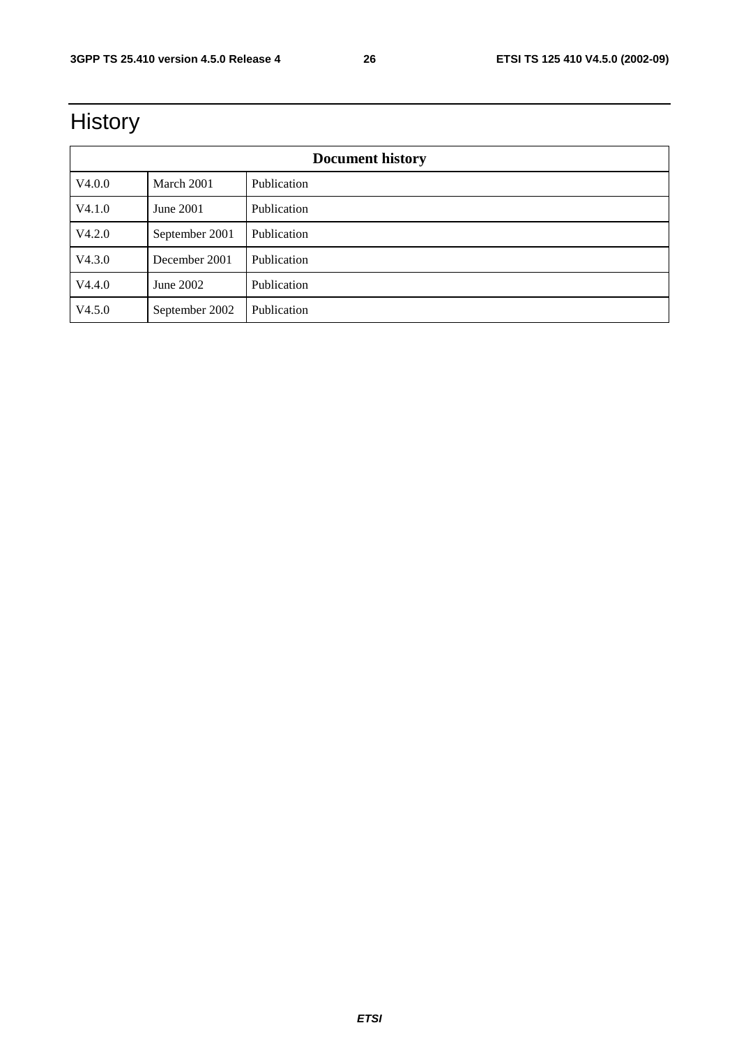# History

| Document history | | |
|---|---|---|
| V4.0.0 | March 2001 | Publication |
| V4.1.0 | June 2001 | Publication |
| V4.2.0 | September 2001 | Publication |
| V4.3.0 | December 2001 | Publication |
| V4.4.0 | June 2002 | Publication |
| V4.5.0 | September 2002 | Publication |